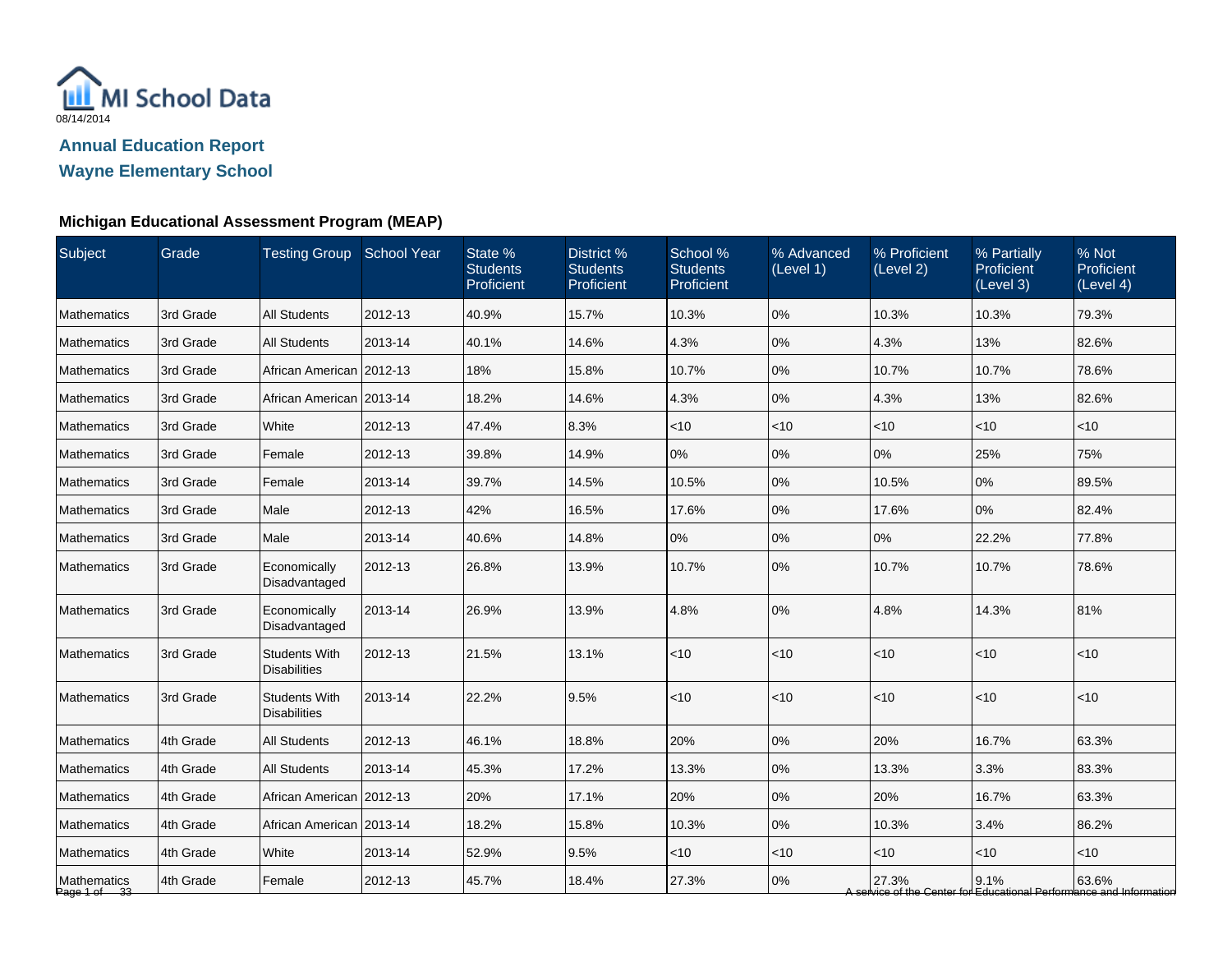MI School Data

08/14/2014

## Annual Education Report

## Wayne Elementary School

### Michigan Educational Assessment Program (MEAP)

| Subject | Grade | Testing Group | School Year | State % Students Proficient | District % Students Proficient | School % Students Proficient | % Advanced (Level 1) | % Proficient (Level 2) | % Partially Proficient (Level 3) | % Not Proficient (Level 4) |
|---|---|---|---|---|---|---|---|---|---|---|
| Mathematics | 3rd Grade | All Students | 2012-13 | 40.9% | 15.7% | 10.3% | 0% | 10.3% | 10.3% | 79.3% |
| Mathematics | 3rd Grade | All Students | 2013-14 | 40.1% | 14.6% | 4.3% | 0% | 4.3% | 13% | 82.6% |
| Mathematics | 3rd Grade | African American | 2012-13 | 18% | 15.8% | 10.7% | 0% | 10.7% | 10.7% | 78.6% |
| Mathematics | 3rd Grade | African American | 2013-14 | 18.2% | 14.6% | 4.3% | 0% | 4.3% | 13% | 82.6% |
| Mathematics | 3rd Grade | White | 2012-13 | 47.4% | 8.3% | <10 | <10 | <10 | <10 | <10 |
| Mathematics | 3rd Grade | Female | 2012-13 | 39.8% | 14.9% | 0% | 0% | 0% | 25% | 75% |
| Mathematics | 3rd Grade | Female | 2013-14 | 39.7% | 14.5% | 10.5% | 0% | 10.5% | 0% | 89.5% |
| Mathematics | 3rd Grade | Male | 2012-13 | 42% | 16.5% | 17.6% | 0% | 17.6% | 0% | 82.4% |
| Mathematics | 3rd Grade | Male | 2013-14 | 40.6% | 14.8% | 0% | 0% | 0% | 22.2% | 77.8% |
| Mathematics | 3rd Grade | Economically Disadvantaged | 2012-13 | 26.8% | 13.9% | 10.7% | 0% | 10.7% | 10.7% | 78.6% |
| Mathematics | 3rd Grade | Economically Disadvantaged | 2013-14 | 26.9% | 13.9% | 4.8% | 0% | 4.8% | 14.3% | 81% |
| Mathematics | 3rd Grade | Students With Disabilities | 2012-13 | 21.5% | 13.1% | <10 | <10 | <10 | <10 | <10 |
| Mathematics | 3rd Grade | Students With Disabilities | 2013-14 | 22.2% | 9.5% | <10 | <10 | <10 | <10 | <10 |
| Mathematics | 4th Grade | All Students | 2012-13 | 46.1% | 18.8% | 20% | 0% | 20% | 16.7% | 63.3% |
| Mathematics | 4th Grade | All Students | 2013-14 | 45.3% | 17.2% | 13.3% | 0% | 13.3% | 3.3% | 83.3% |
| Mathematics | 4th Grade | African American | 2012-13 | 20% | 17.1% | 20% | 0% | 20% | 16.7% | 63.3% |
| Mathematics | 4th Grade | African American | 2013-14 | 18.2% | 15.8% | 10.3% | 0% | 10.3% | 3.4% | 86.2% |
| Mathematics | 4th Grade | White | 2013-14 | 52.9% | 9.5% | <10 | <10 | <10 | <10 | <10 |
| Mathematics | 4th Grade | Female | 2012-13 | 45.7% | 18.4% | 27.3% | 0% | 27.3% | 9.1% | 63.6% |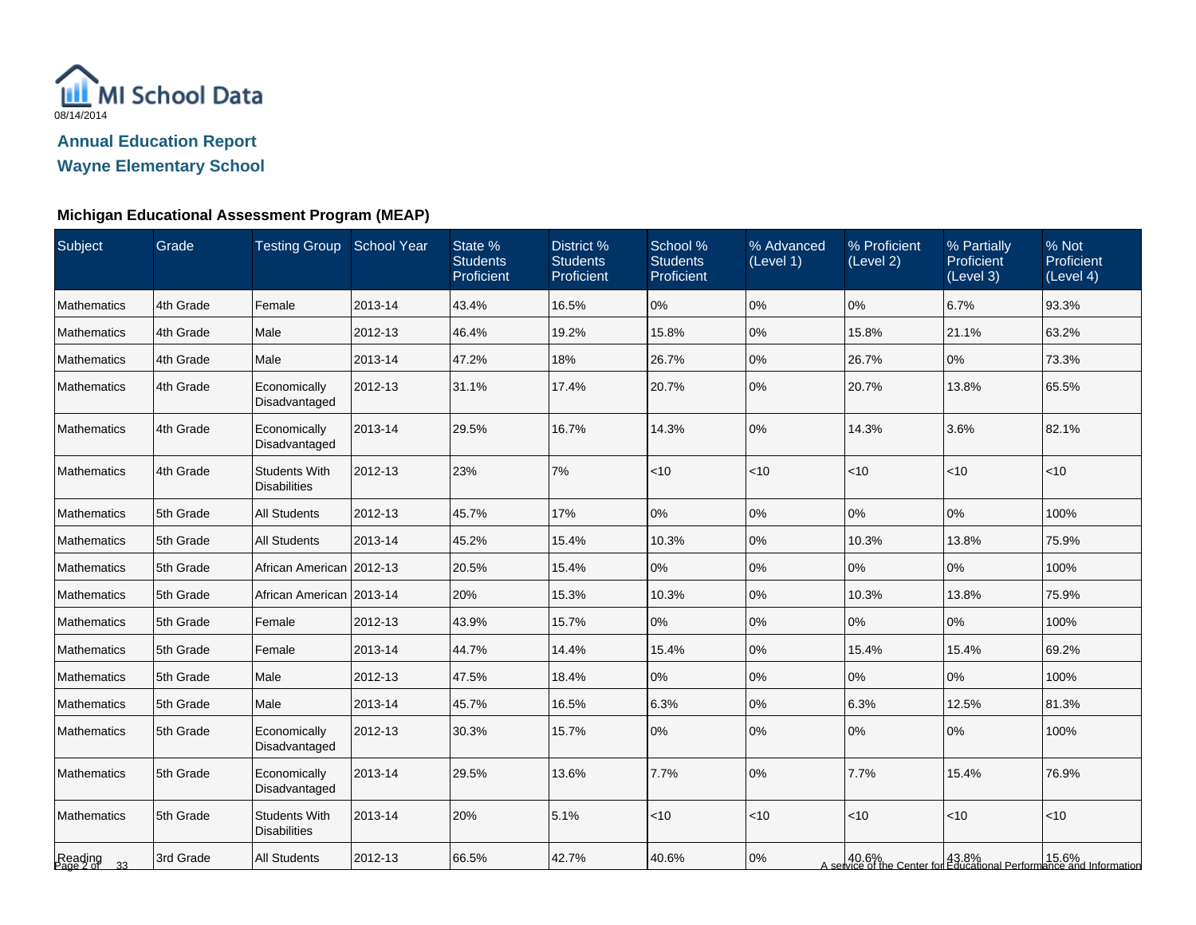MI School Data

08/14/2014

## Annual Education Report

## Wayne Elementary School

### Michigan Educational Assessment Program (MEAP)

| Subject | Grade | Testing Group | School Year | State % Students Proficient | District % Students Proficient | School % Students Proficient | % Advanced (Level 1) | % Proficient (Level 2) | % Partially Proficient (Level 3) | % Not Proficient (Level 4) |
|---|---|---|---|---|---|---|---|---|---|---|
| Mathematics | 4th Grade | Female | 2013-14 | 43.4% | 16.5% | 0% | 0% | 0% | 6.7% | 93.3% |
| Mathematics | 4th Grade | Male | 2012-13 | 46.4% | 19.2% | 15.8% | 0% | 15.8% | 21.1% | 63.2% |
| Mathematics | 4th Grade | Male | 2013-14 | 47.2% | 18% | 26.7% | 0% | 26.7% | 0% | 73.3% |
| Mathematics | 4th Grade | Economically Disadvantaged | 2012-13 | 31.1% | 17.4% | 20.7% | 0% | 20.7% | 13.8% | 65.5% |
| Mathematics | 4th Grade | Economically Disadvantaged | 2013-14 | 29.5% | 16.7% | 14.3% | 0% | 14.3% | 3.6% | 82.1% |
| Mathematics | 4th Grade | Students With Disabilities | 2012-13 | 23% | 7% | <10 | <10 | <10 | <10 | <10 |
| Mathematics | 5th Grade | All Students | 2012-13 | 45.7% | 17% | 0% | 0% | 0% | 0% | 100% |
| Mathematics | 5th Grade | All Students | 2013-14 | 45.2% | 15.4% | 10.3% | 0% | 10.3% | 13.8% | 75.9% |
| Mathematics | 5th Grade | African American | 2012-13 | 20.5% | 15.4% | 0% | 0% | 0% | 0% | 100% |
| Mathematics | 5th Grade | African American | 2013-14 | 20% | 15.3% | 10.3% | 0% | 10.3% | 13.8% | 75.9% |
| Mathematics | 5th Grade | Female | 2012-13 | 43.9% | 15.7% | 0% | 0% | 0% | 0% | 100% |
| Mathematics | 5th Grade | Female | 2013-14 | 44.7% | 14.4% | 15.4% | 0% | 15.4% | 15.4% | 69.2% |
| Mathematics | 5th Grade | Male | 2012-13 | 47.5% | 18.4% | 0% | 0% | 0% | 0% | 100% |
| Mathematics | 5th Grade | Male | 2013-14 | 45.7% | 16.5% | 6.3% | 0% | 6.3% | 12.5% | 81.3% |
| Mathematics | 5th Grade | Economically Disadvantaged | 2012-13 | 30.3% | 15.7% | 0% | 0% | 0% | 0% | 100% |
| Mathematics | 5th Grade | Economically Disadvantaged | 2013-14 | 29.5% | 13.6% | 7.7% | 0% | 7.7% | 15.4% | 76.9% |
| Mathematics | 5th Grade | Students With Disabilities | 2013-14 | 20% | 5.1% | <10 | <10 | <10 | <10 | <10 |
| Reading | 3rd Grade | All Students | 2012-13 | 66.5% | 42.7% | 40.6% | 0% | 40.6% | 43.8% | 15.6% |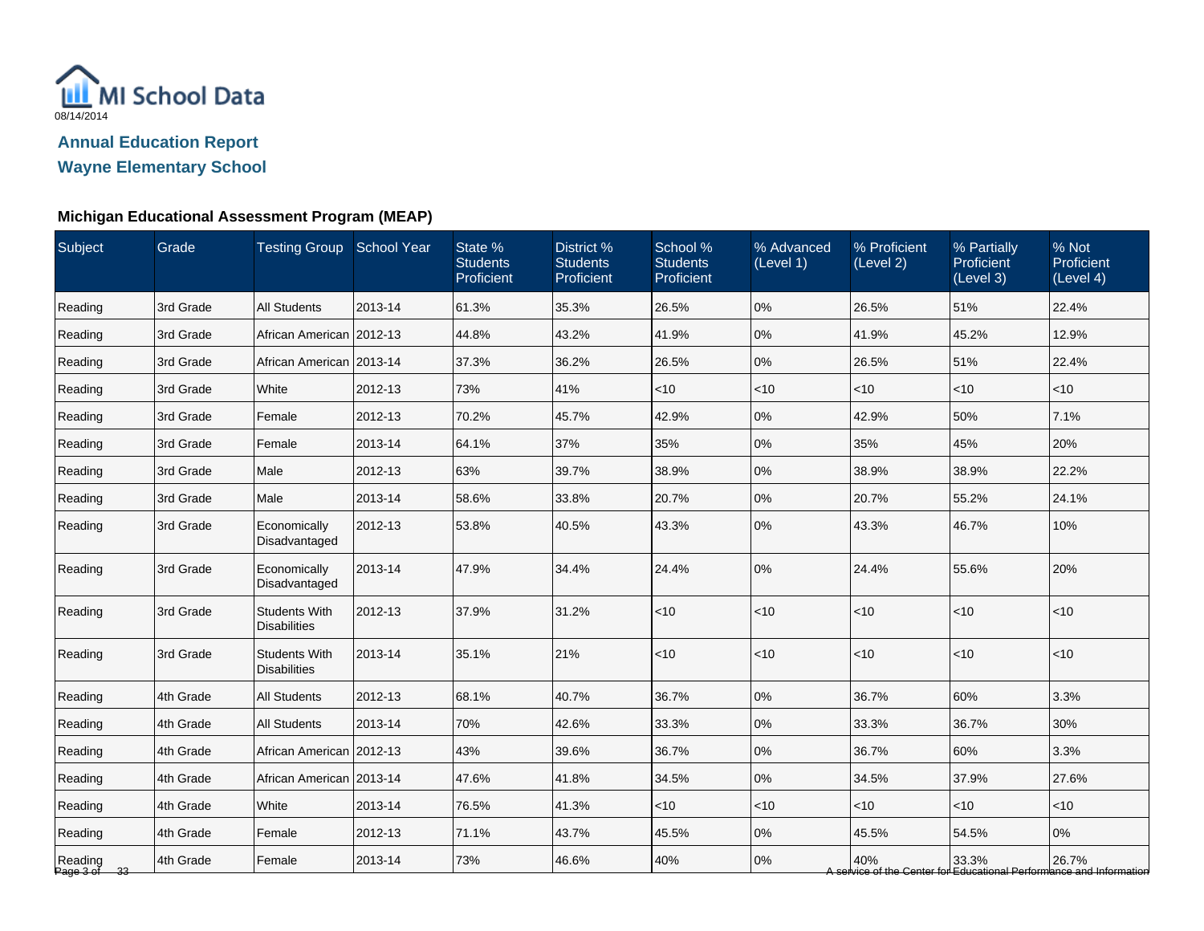MI School Data
08/14/2014

## Annual Education Report

## Wayne Elementary School

### Michigan Educational Assessment Program (MEAP)

| Subject | Grade | Testing Group | School Year | State % Students Proficient | District % Students Proficient | School % Students Proficient | % Advanced (Level 1) | % Proficient (Level 2) | % Partially Proficient (Level 3) | % Not Proficient (Level 4) |
|---|---|---|---|---|---|---|---|---|---|---|
| Reading | 3rd Grade | All Students | 2013-14 | 61.3% | 35.3% | 26.5% | 0% | 26.5% | 51% | 22.4% |
| Reading | 3rd Grade | African American | 2012-13 | 44.8% | 43.2% | 41.9% | 0% | 41.9% | 45.2% | 12.9% |
| Reading | 3rd Grade | African American | 2013-14 | 37.3% | 36.2% | 26.5% | 0% | 26.5% | 51% | 22.4% |
| Reading | 3rd Grade | White | 2012-13 | 73% | 41% | <10 | <10 | <10 | <10 | <10 |
| Reading | 3rd Grade | Female | 2012-13 | 70.2% | 45.7% | 42.9% | 0% | 42.9% | 50% | 7.1% |
| Reading | 3rd Grade | Female | 2013-14 | 64.1% | 37% | 35% | 0% | 35% | 45% | 20% |
| Reading | 3rd Grade | Male | 2012-13 | 63% | 39.7% | 38.9% | 0% | 38.9% | 38.9% | 22.2% |
| Reading | 3rd Grade | Male | 2013-14 | 58.6% | 33.8% | 20.7% | 0% | 20.7% | 55.2% | 24.1% |
| Reading | 3rd Grade | Economically Disadvantaged | 2012-13 | 53.8% | 40.5% | 43.3% | 0% | 43.3% | 46.7% | 10% |
| Reading | 3rd Grade | Economically Disadvantaged | 2013-14 | 47.9% | 34.4% | 24.4% | 0% | 24.4% | 55.6% | 20% |
| Reading | 3rd Grade | Students With Disabilities | 2012-13 | 37.9% | 31.2% | <10 | <10 | <10 | <10 | <10 |
| Reading | 3rd Grade | Students With Disabilities | 2013-14 | 35.1% | 21% | <10 | <10 | <10 | <10 | <10 |
| Reading | 4th Grade | All Students | 2012-13 | 68.1% | 40.7% | 36.7% | 0% | 36.7% | 60% | 3.3% |
| Reading | 4th Grade | All Students | 2013-14 | 70% | 42.6% | 33.3% | 0% | 33.3% | 36.7% | 30% |
| Reading | 4th Grade | African American | 2012-13 | 43% | 39.6% | 36.7% | 0% | 36.7% | 60% | 3.3% |
| Reading | 4th Grade | African American | 2013-14 | 47.6% | 41.8% | 34.5% | 0% | 34.5% | 37.9% | 27.6% |
| Reading | 4th Grade | White | 2013-14 | 76.5% | 41.3% | <10 | <10 | <10 | <10 | <10 |
| Reading | 4th Grade | Female | 2012-13 | 71.1% | 43.7% | 45.5% | 0% | 45.5% | 54.5% | 0% |
| Reading | 4th Grade | Female | 2013-14 | 73% | 46.6% | 40% | 0% | 40% | 33.3% | 26.7% |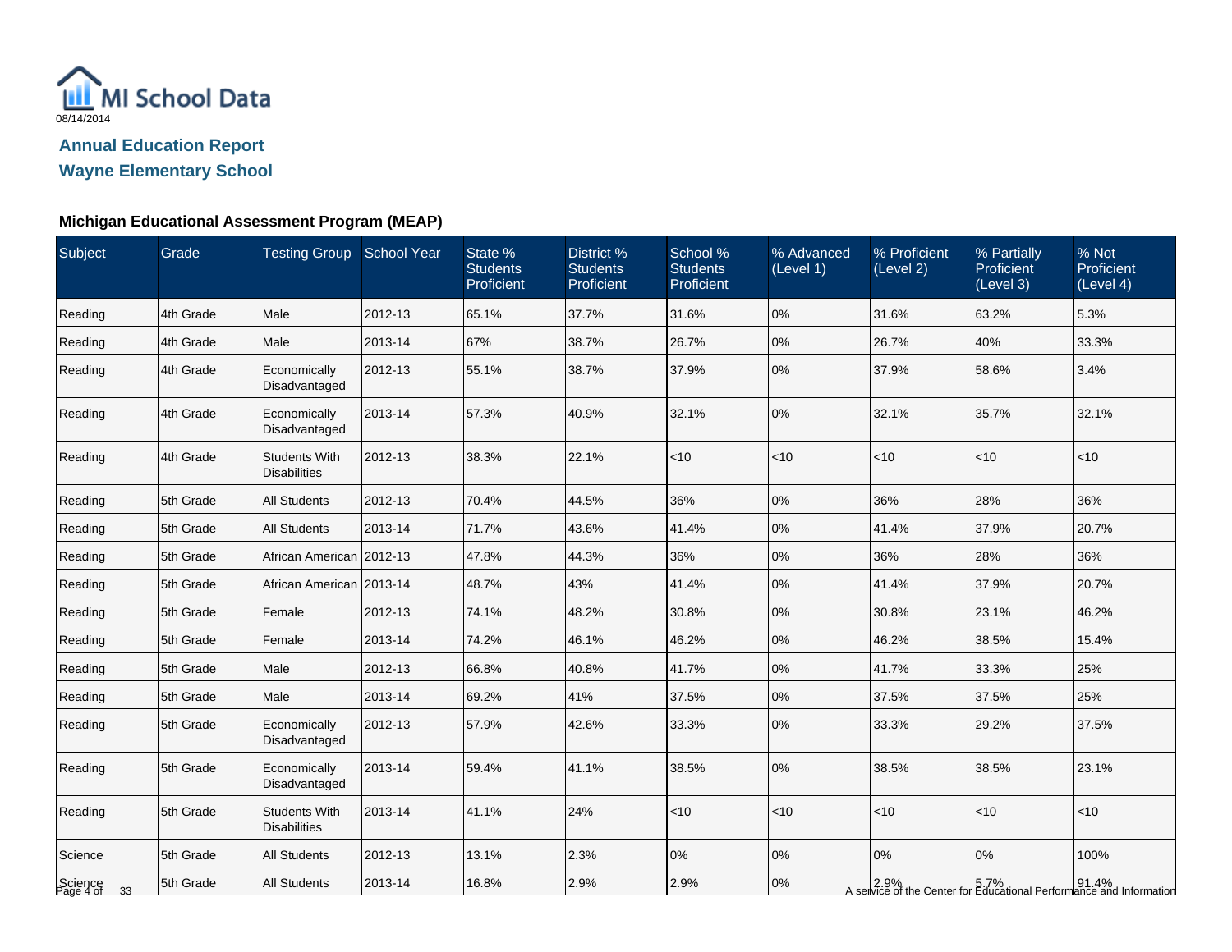MI School Data

08/14/2014

## Annual Education Report

## Wayne Elementary School

### Michigan Educational Assessment Program (MEAP)

| Subject | Grade | Testing Group | School Year | State % Students Proficient | District % Students Proficient | School % Students Proficient | % Advanced (Level 1) | % Proficient (Level 2) | % Partially Proficient (Level 3) | % Not Proficient (Level 4) |
|---|---|---|---|---|---|---|---|---|---|---|
| Reading | 4th Grade | Male | 2012-13 | 65.1% | 37.7% | 31.6% | 0% | 31.6% | 63.2% | 5.3% |
| Reading | 4th Grade | Male | 2013-14 | 67% | 38.7% | 26.7% | 0% | 26.7% | 40% | 33.3% |
| Reading | 4th Grade | Economically Disadvantaged | 2012-13 | 55.1% | 38.7% | 37.9% | 0% | 37.9% | 58.6% | 3.4% |
| Reading | 4th Grade | Economically Disadvantaged | 2013-14 | 57.3% | 40.9% | 32.1% | 0% | 32.1% | 35.7% | 32.1% |
| Reading | 4th Grade | Students With Disabilities | 2012-13 | 38.3% | 22.1% | <10 | <10 | <10 | <10 | <10 |
| Reading | 5th Grade | All Students | 2012-13 | 70.4% | 44.5% | 36% | 0% | 36% | 28% | 36% |
| Reading | 5th Grade | All Students | 2013-14 | 71.7% | 43.6% | 41.4% | 0% | 41.4% | 37.9% | 20.7% |
| Reading | 5th Grade | African American | 2012-13 | 47.8% | 44.3% | 36% | 0% | 36% | 28% | 36% |
| Reading | 5th Grade | African American | 2013-14 | 48.7% | 43% | 41.4% | 0% | 41.4% | 37.9% | 20.7% |
| Reading | 5th Grade | Female | 2012-13 | 74.1% | 48.2% | 30.8% | 0% | 30.8% | 23.1% | 46.2% |
| Reading | 5th Grade | Female | 2013-14 | 74.2% | 46.1% | 46.2% | 0% | 46.2% | 38.5% | 15.4% |
| Reading | 5th Grade | Male | 2012-13 | 66.8% | 40.8% | 41.7% | 0% | 41.7% | 33.3% | 25% |
| Reading | 5th Grade | Male | 2013-14 | 69.2% | 41% | 37.5% | 0% | 37.5% | 37.5% | 25% |
| Reading | 5th Grade | Economically Disadvantaged | 2012-13 | 57.9% | 42.6% | 33.3% | 0% | 33.3% | 29.2% | 37.5% |
| Reading | 5th Grade | Economically Disadvantaged | 2013-14 | 59.4% | 41.1% | 38.5% | 0% | 38.5% | 38.5% | 23.1% |
| Reading | 5th Grade | Students With Disabilities | 2013-14 | 41.1% | 24% | <10 | <10 | <10 | <10 | <10 |
| Science | 5th Grade | All Students | 2012-13 | 13.1% | 2.3% | 0% | 0% | 0% | 0% | 100% |
| Science | 5th Grade | All Students | 2013-14 | 16.8% | 2.9% | 2.9% | 0% | 2.9% | 5.7% | 91.4% |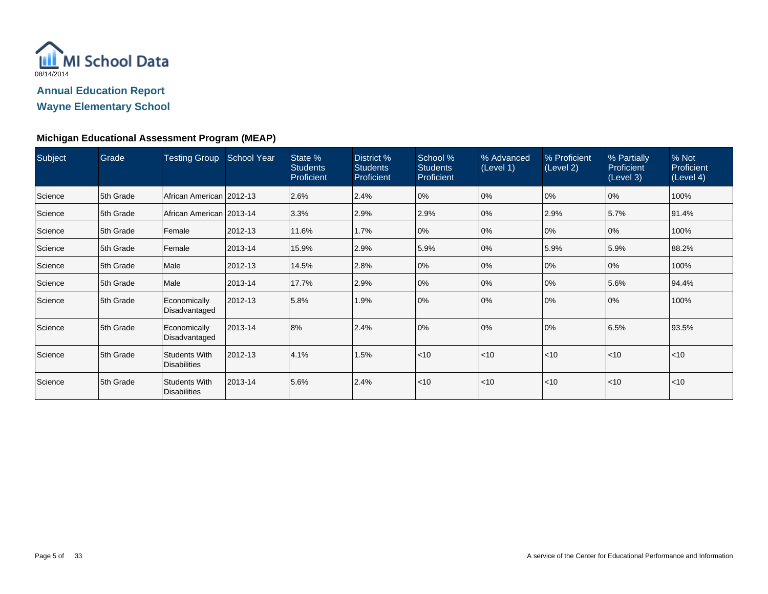MI School Data
08/14/2014

## Annual Education Report

## Wayne Elementary School

### Michigan Educational Assessment Program (MEAP)

| Subject | Grade | Testing Group | School Year | State % Students Proficient | District % Students Proficient | School % Students Proficient | % Advanced (Level 1) | % Proficient (Level 2) | % Partially Proficient (Level 3) | % Not Proficient (Level 4) |
|---|---|---|---|---|---|---|---|---|---|---|
| Science | 5th Grade | African American | 2012-13 | 2.6% | 2.4% | 0% | 0% | 0% | 0% | 100% |
| Science | 5th Grade | African American | 2013-14 | 3.3% | 2.9% | 2.9% | 0% | 2.9% | 5.7% | 91.4% |
| Science | 5th Grade | Female | 2012-13 | 11.6% | 1.7% | 0% | 0% | 0% | 0% | 100% |
| Science | 5th Grade | Female | 2013-14 | 15.9% | 2.9% | 5.9% | 0% | 5.9% | 5.9% | 88.2% |
| Science | 5th Grade | Male | 2012-13 | 14.5% | 2.8% | 0% | 0% | 0% | 0% | 100% |
| Science | 5th Grade | Male | 2013-14 | 17.7% | 2.9% | 0% | 0% | 0% | 5.6% | 94.4% |
| Science | 5th Grade | Economically Disadvantaged | 2012-13 | 5.8% | 1.9% | 0% | 0% | 0% | 0% | 100% |
| Science | 5th Grade | Economically Disadvantaged | 2013-14 | 8% | 2.4% | 0% | 0% | 0% | 6.5% | 93.5% |
| Science | 5th Grade | Students With Disabilities | 2012-13 | 4.1% | 1.5% | <10 | <10 | <10 | <10 | <10 |
| Science | 5th Grade | Students With Disabilities | 2013-14 | 5.6% | 2.4% | <10 | <10 | <10 | <10 | <10 |

A service of the Center for Educational Performance and Information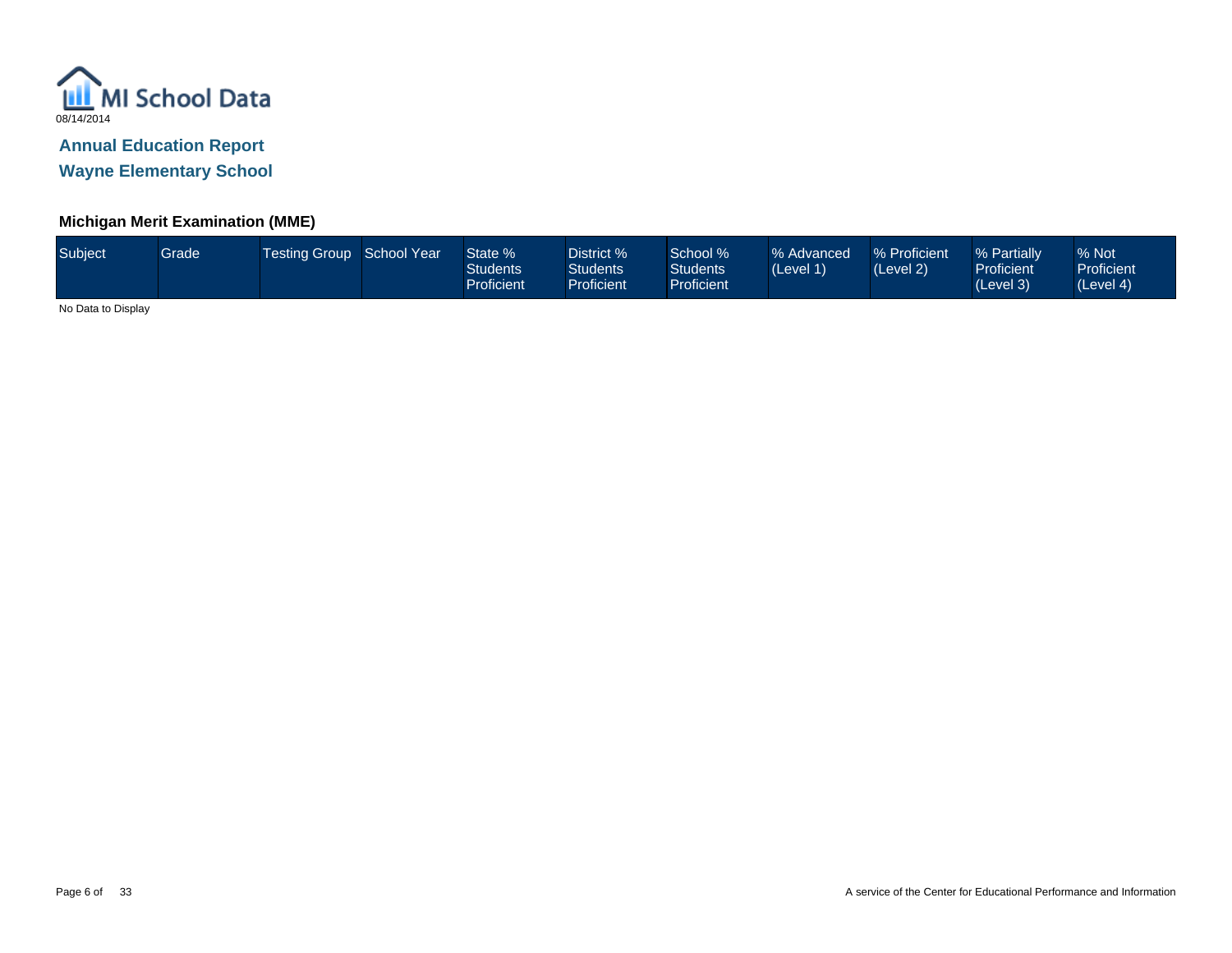MI School Data

08/14/2014

## Annual Education Report

## Wayne Elementary School

### Michigan Merit Examination (MME)

| Subject | Grade | Testing Group | School Year | State % Students Proficient | District % Students Proficient | School % Students Proficient | % Advanced (Level 1) | % Proficient (Level 2) | % Partially Proficient (Level 3) | % Not Proficient (Level 4) |
|---|---|---|---|---|---|---|---|---|---|---|

No Data to Display

A service of the Center for Educational Performance and Information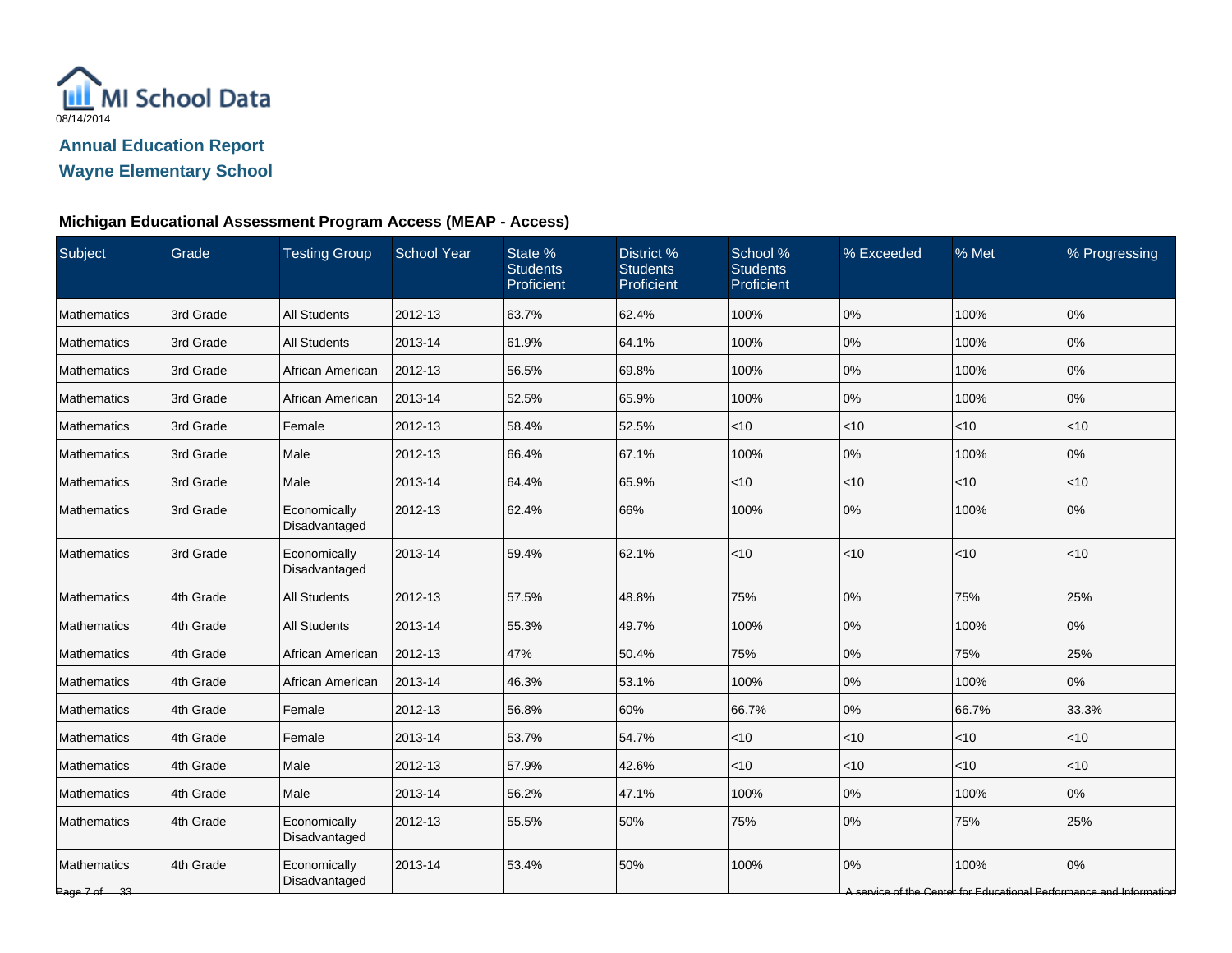MI School Data

08/14/2014

## Annual Education Report

## Wayne Elementary School

### Michigan Educational Assessment Program Access (MEAP - Access)

| Subject | Grade | Testing Group | School Year | State % Students Proficient | District % Students Proficient | School % Students Proficient | % Exceeded | % Met | % Progressing |
|---|---|---|---|---|---|---|---|---|---|
| Mathematics | 3rd Grade | All Students | 2012-13 | 63.7% | 62.4% | 100% | 0% | 100% | 0% |
| Mathematics | 3rd Grade | All Students | 2013-14 | 61.9% | 64.1% | 100% | 0% | 100% | 0% |
| Mathematics | 3rd Grade | African American | 2012-13 | 56.5% | 69.8% | 100% | 0% | 100% | 0% |
| Mathematics | 3rd Grade | African American | 2013-14 | 52.5% | 65.9% | 100% | 0% | 100% | 0% |
| Mathematics | 3rd Grade | Female | 2012-13 | 58.4% | 52.5% | <10 | <10 | <10 | <10 |
| Mathematics | 3rd Grade | Male | 2012-13 | 66.4% | 67.1% | 100% | 0% | 100% | 0% |
| Mathematics | 3rd Grade | Male | 2013-14 | 64.4% | 65.9% | <10 | <10 | <10 | <10 |
| Mathematics | 3rd Grade | Economically Disadvantaged | 2012-13 | 62.4% | 66% | 100% | 0% | 100% | 0% |
| Mathematics | 3rd Grade | Economically Disadvantaged | 2013-14 | 59.4% | 62.1% | <10 | <10 | <10 | <10 |
| Mathematics | 4th Grade | All Students | 2012-13 | 57.5% | 48.8% | 75% | 0% | 75% | 25% |
| Mathematics | 4th Grade | All Students | 2013-14 | 55.3% | 49.7% | 100% | 0% | 100% | 0% |
| Mathematics | 4th Grade | African American | 2012-13 | 47% | 50.4% | 75% | 0% | 75% | 25% |
| Mathematics | 4th Grade | African American | 2013-14 | 46.3% | 53.1% | 100% | 0% | 100% | 0% |
| Mathematics | 4th Grade | Female | 2012-13 | 56.8% | 60% | 66.7% | 0% | 66.7% | 33.3% |
| Mathematics | 4th Grade | Female | 2013-14 | 53.7% | 54.7% | <10 | <10 | <10 | <10 |
| Mathematics | 4th Grade | Male | 2012-13 | 57.9% | 42.6% | <10 | <10 | <10 | <10 |
| Mathematics | 4th Grade | Male | 2013-14 | 56.2% | 47.1% | 100% | 0% | 100% | 0% |
| Mathematics | 4th Grade | Economically Disadvantaged | 2012-13 | 55.5% | 50% | 75% | 0% | 75% | 25% |
| Mathematics | 4th Grade | Economically Disadvantaged | 2013-14 | 53.4% | 50% | 100% | 0% | 100% | 0% |

A service of the Center for Educational Performance and Information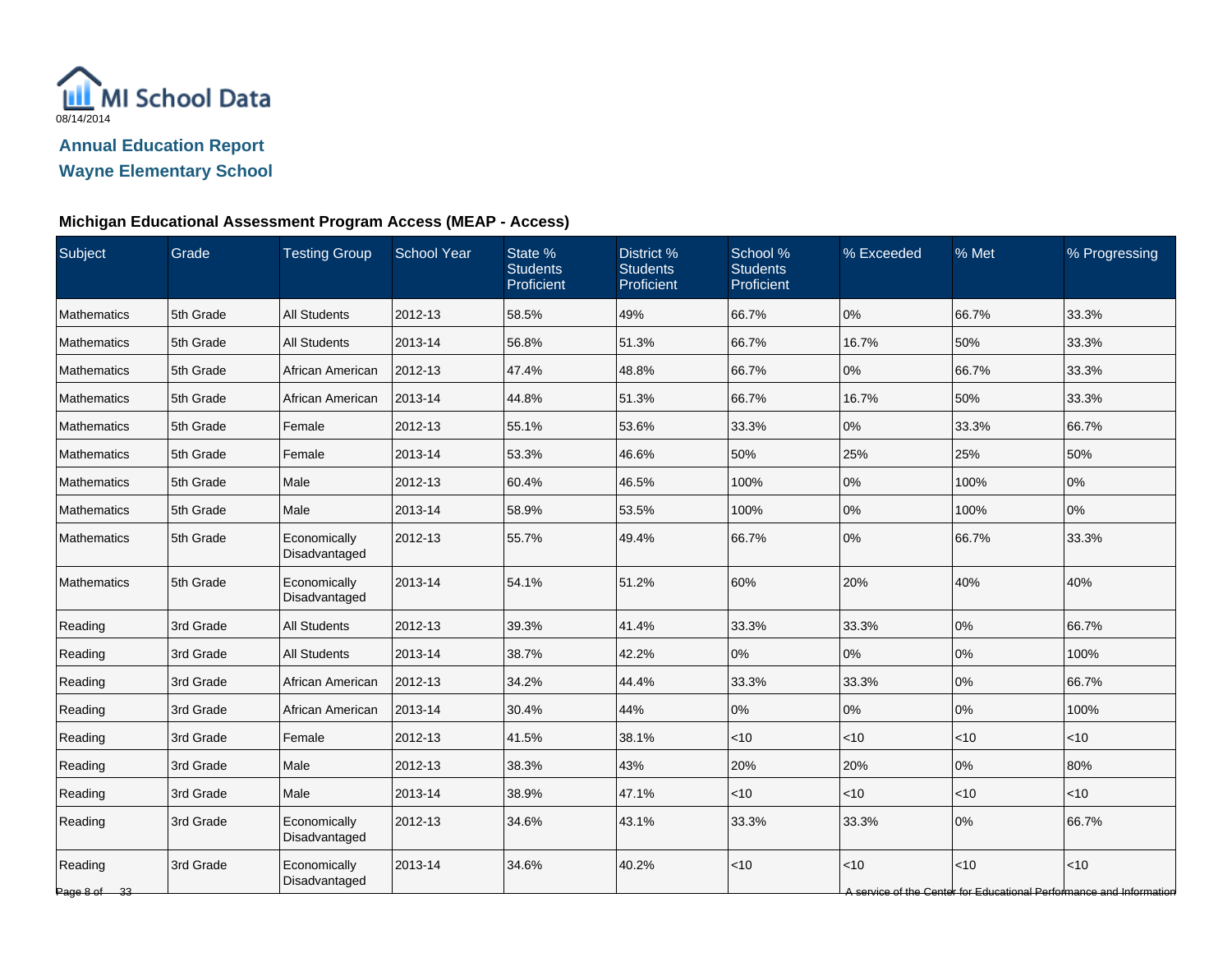MI School Data
08/14/2014

## Annual Education Report
## Wayne Elementary School

### Michigan Educational Assessment Program Access (MEAP - Access)

| Subject | Grade | Testing Group | School Year | State % Students Proficient | District % Students Proficient | School % Students Proficient | % Exceeded | % Met | % Progressing |
|---|---|---|---|---|---|---|---|---|---|
| Mathematics | 5th Grade | All Students | 2012-13 | 58.5% | 49% | 66.7% | 0% | 66.7% | 33.3% |
| Mathematics | 5th Grade | All Students | 2013-14 | 56.8% | 51.3% | 66.7% | 16.7% | 50% | 33.3% |
| Mathematics | 5th Grade | African American | 2012-13 | 47.4% | 48.8% | 66.7% | 0% | 66.7% | 33.3% |
| Mathematics | 5th Grade | African American | 2013-14 | 44.8% | 51.3% | 66.7% | 16.7% | 50% | 33.3% |
| Mathematics | 5th Grade | Female | 2012-13 | 55.1% | 53.6% | 33.3% | 0% | 33.3% | 66.7% |
| Mathematics | 5th Grade | Female | 2013-14 | 53.3% | 46.6% | 50% | 25% | 25% | 50% |
| Mathematics | 5th Grade | Male | 2012-13 | 60.4% | 46.5% | 100% | 0% | 100% | 0% |
| Mathematics | 5th Grade | Male | 2013-14 | 58.9% | 53.5% | 100% | 0% | 100% | 0% |
| Mathematics | 5th Grade | Economically Disadvantaged | 2012-13 | 55.7% | 49.4% | 66.7% | 0% | 66.7% | 33.3% |
| Mathematics | 5th Grade | Economically Disadvantaged | 2013-14 | 54.1% | 51.2% | 60% | 20% | 40% | 40% |
| Reading | 3rd Grade | All Students | 2012-13 | 39.3% | 41.4% | 33.3% | 33.3% | 0% | 66.7% |
| Reading | 3rd Grade | All Students | 2013-14 | 38.7% | 42.2% | 0% | 0% | 0% | 100% |
| Reading | 3rd Grade | African American | 2012-13 | 34.2% | 44.4% | 33.3% | 33.3% | 0% | 66.7% |
| Reading | 3rd Grade | African American | 2013-14 | 30.4% | 44% | 0% | 0% | 0% | 100% |
| Reading | 3rd Grade | Female | 2012-13 | 41.5% | 38.1% | <10 | <10 | <10 | <10 |
| Reading | 3rd Grade | Male | 2012-13 | 38.3% | 43% | 20% | 20% | 0% | 80% |
| Reading | 3rd Grade | Male | 2013-14 | 38.9% | 47.1% | <10 | <10 | <10 | <10 |
| Reading | 3rd Grade | Economically Disadvantaged | 2012-13 | 34.6% | 43.1% | 33.3% | 33.3% | 0% | 66.7% |
| Reading | 3rd Grade | Economically Disadvantaged | 2013-14 | 34.6% | 40.2% | <10 | <10 | <10 | <10 |

A service of the Center for Educational Performance and Information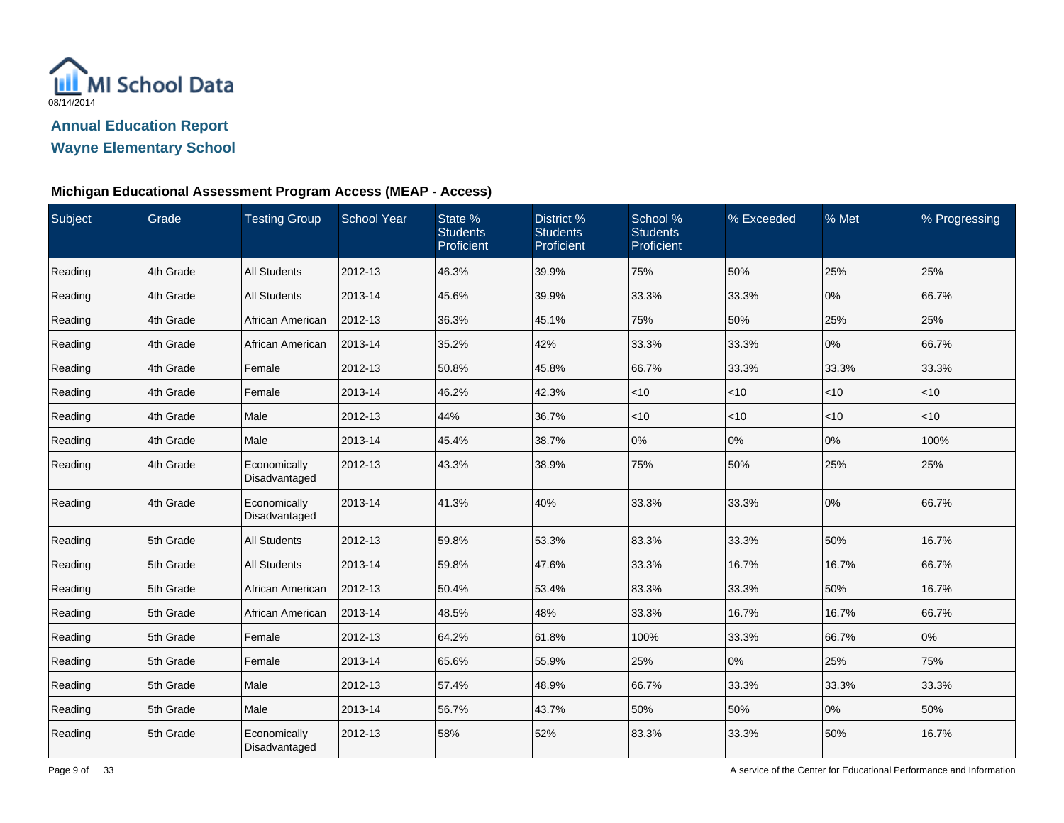MI School Data
08/14/2014

## Annual Education Report

## Wayne Elementary School

### Michigan Educational Assessment Program Access (MEAP - Access)

| Subject | Grade | Testing Group | School Year | State % Students Proficient | District % Students Proficient | School % Students Proficient | % Exceeded | % Met | % Progressing |
|---|---|---|---|---|---|---|---|---|---|
| Reading | 4th Grade | All Students | 2012-13 | 46.3% | 39.9% | 75% | 50% | 25% | 25% |
| Reading | 4th Grade | All Students | 2013-14 | 45.6% | 39.9% | 33.3% | 33.3% | 0% | 66.7% |
| Reading | 4th Grade | African American | 2012-13 | 36.3% | 45.1% | 75% | 50% | 25% | 25% |
| Reading | 4th Grade | African American | 2013-14 | 35.2% | 42% | 33.3% | 33.3% | 0% | 66.7% |
| Reading | 4th Grade | Female | 2012-13 | 50.8% | 45.8% | 66.7% | 33.3% | 33.3% | 33.3% |
| Reading | 4th Grade | Female | 2013-14 | 46.2% | 42.3% | <10 | <10 | <10 | <10 |
| Reading | 4th Grade | Male | 2012-13 | 44% | 36.7% | <10 | <10 | <10 | <10 |
| Reading | 4th Grade | Male | 2013-14 | 45.4% | 38.7% | 0% | 0% | 0% | 100% |
| Reading | 4th Grade | Economically Disadvantaged | 2012-13 | 43.3% | 38.9% | 75% | 50% | 25% | 25% |
| Reading | 4th Grade | Economically Disadvantaged | 2013-14 | 41.3% | 40% | 33.3% | 33.3% | 0% | 66.7% |
| Reading | 5th Grade | All Students | 2012-13 | 59.8% | 53.3% | 83.3% | 33.3% | 50% | 16.7% |
| Reading | 5th Grade | All Students | 2013-14 | 59.8% | 47.6% | 33.3% | 16.7% | 16.7% | 66.7% |
| Reading | 5th Grade | African American | 2012-13 | 50.4% | 53.4% | 83.3% | 33.3% | 50% | 16.7% |
| Reading | 5th Grade | African American | 2013-14 | 48.5% | 48% | 33.3% | 16.7% | 16.7% | 66.7% |
| Reading | 5th Grade | Female | 2012-13 | 64.2% | 61.8% | 100% | 33.3% | 66.7% | 0% |
| Reading | 5th Grade | Female | 2013-14 | 65.6% | 55.9% | 25% | 0% | 25% | 75% |
| Reading | 5th Grade | Male | 2012-13 | 57.4% | 48.9% | 66.7% | 33.3% | 33.3% | 33.3% |
| Reading | 5th Grade | Male | 2013-14 | 56.7% | 43.7% | 50% | 50% | 0% | 50% |
| Reading | 5th Grade | Economically Disadvantaged | 2012-13 | 58% | 52% | 83.3% | 33.3% | 50% | 16.7% |

A service of the Center for Educational Performance and Information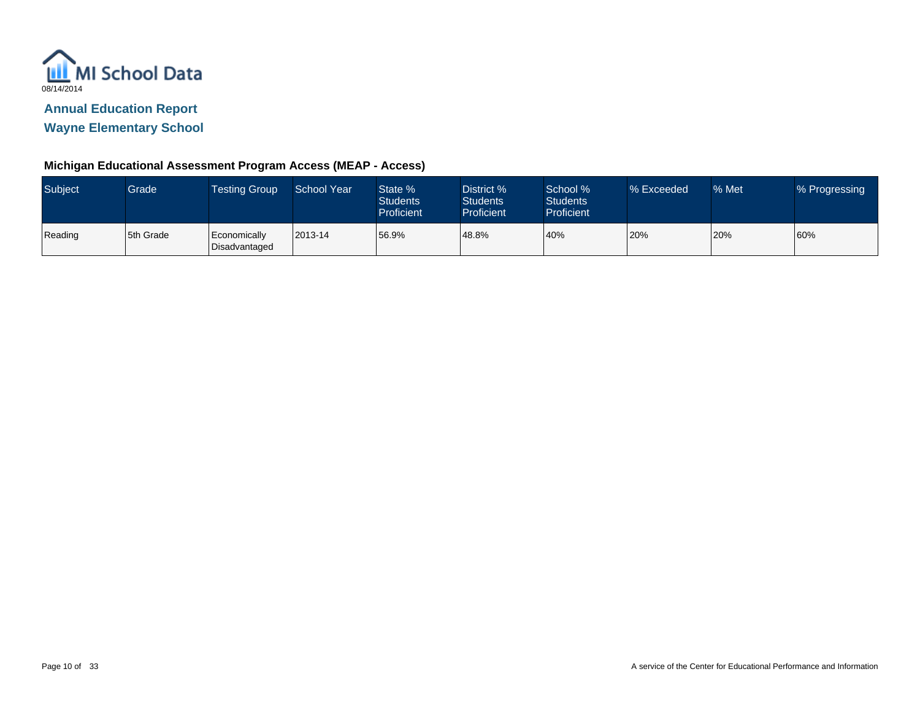MI School Data

08/14/2014

## Annual Education Report

## Wayne Elementary School

### Michigan Educational Assessment Program Access (MEAP - Access)

| Subject | Grade | Testing Group | School Year | State % Students Proficient | District % Students Proficient | School % Students Proficient | % Exceeded | % Met | % Progressing |
|---|---|---|---|---|---|---|---|---|---|
| Reading | 5th Grade | Economically Disadvantaged | 2013-14 | 56.9% | 48.8% | 40% | 20% | 20% | 60% |

A service of the Center for Educational Performance and Information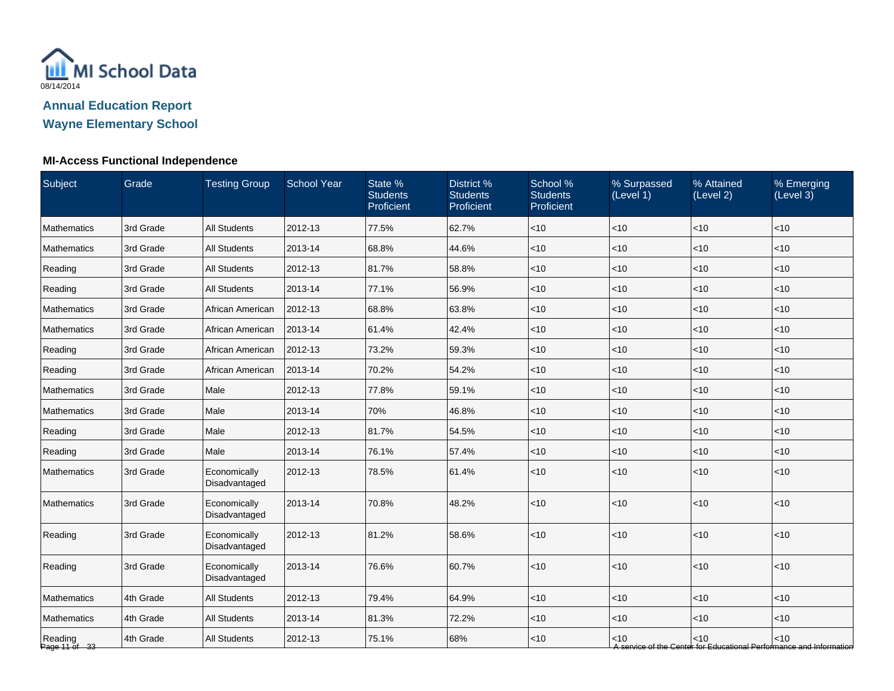MI School Data
08/14/2014

## Annual Education Report
## Wayne Elementary School

### MI-Access Functional Independence

| Subject | Grade | Testing Group | School Year | State % Students Proficient | District % Students Proficient | School % Students Proficient | % Surpassed (Level 1) | % Attained (Level 2) | % Emerging (Level 3) |
|---|---|---|---|---|---|---|---|---|---|
| Mathematics | 3rd Grade | All Students | 2012-13 | 77.5% | 62.7% | <10 | <10 | <10 | <10 |
| Mathematics | 3rd Grade | All Students | 2013-14 | 68.8% | 44.6% | <10 | <10 | <10 | <10 |
| Reading | 3rd Grade | All Students | 2012-13 | 81.7% | 58.8% | <10 | <10 | <10 | <10 |
| Reading | 3rd Grade | All Students | 2013-14 | 77.1% | 56.9% | <10 | <10 | <10 | <10 |
| Mathematics | 3rd Grade | African American | 2012-13 | 68.8% | 63.8% | <10 | <10 | <10 | <10 |
| Mathematics | 3rd Grade | African American | 2013-14 | 61.4% | 42.4% | <10 | <10 | <10 | <10 |
| Reading | 3rd Grade | African American | 2012-13 | 73.2% | 59.3% | <10 | <10 | <10 | <10 |
| Reading | 3rd Grade | African American | 2013-14 | 70.2% | 54.2% | <10 | <10 | <10 | <10 |
| Mathematics | 3rd Grade | Male | 2012-13 | 77.8% | 59.1% | <10 | <10 | <10 | <10 |
| Mathematics | 3rd Grade | Male | 2013-14 | 70% | 46.8% | <10 | <10 | <10 | <10 |
| Reading | 3rd Grade | Male | 2012-13 | 81.7% | 54.5% | <10 | <10 | <10 | <10 |
| Reading | 3rd Grade | Male | 2013-14 | 76.1% | 57.4% | <10 | <10 | <10 | <10 |
| Mathematics | 3rd Grade | Economically Disadvantaged | 2012-13 | 78.5% | 61.4% | <10 | <10 | <10 | <10 |
| Mathematics | 3rd Grade | Economically Disadvantaged | 2013-14 | 70.8% | 48.2% | <10 | <10 | <10 | <10 |
| Reading | 3rd Grade | Economically Disadvantaged | 2012-13 | 81.2% | 58.6% | <10 | <10 | <10 | <10 |
| Reading | 3rd Grade | Economically Disadvantaged | 2013-14 | 76.6% | 60.7% | <10 | <10 | <10 | <10 |
| Mathematics | 4th Grade | All Students | 2012-13 | 79.4% | 64.9% | <10 | <10 | <10 | <10 |
| Mathematics | 4th Grade | All Students | 2013-14 | 81.3% | 72.2% | <10 | <10 | <10 | <10 |
| Reading | 4th Grade | All Students | 2012-13 | 75.1% | 68% | <10 | <10 | <10 | <10 |

A service of the Center for Educational Performance and Information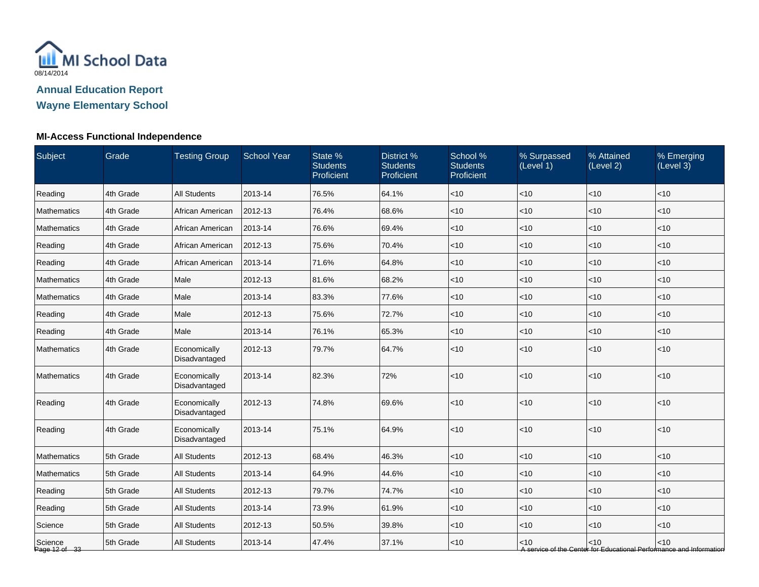MI School Data

08/14/2014

**Annual Education Report**
**Wayne Elementary School**

### MI-Access Functional Independence

| Subject | Grade | Testing Group | School Year | State % Students Proficient | District % Students Proficient | School % Students Proficient | % Surpassed (Level 1) | % Attained (Level 2) | % Emerging (Level 3) |
|---|---|---|---|---|---|---|---|---|---|
| Reading | 4th Grade | All Students | 2013-14 | 76.5% | 64.1% | <10 | <10 | <10 | <10 |
| Mathematics | 4th Grade | African American | 2012-13 | 76.4% | 68.6% | <10 | <10 | <10 | <10 |
| Mathematics | 4th Grade | African American | 2013-14 | 76.6% | 69.4% | <10 | <10 | <10 | <10 |
| Reading | 4th Grade | African American | 2012-13 | 75.6% | 70.4% | <10 | <10 | <10 | <10 |
| Reading | 4th Grade | African American | 2013-14 | 71.6% | 64.8% | <10 | <10 | <10 | <10 |
| Mathematics | 4th Grade | Male | 2012-13 | 81.6% | 68.2% | <10 | <10 | <10 | <10 |
| Mathematics | 4th Grade | Male | 2013-14 | 83.3% | 77.6% | <10 | <10 | <10 | <10 |
| Reading | 4th Grade | Male | 2012-13 | 75.6% | 72.7% | <10 | <10 | <10 | <10 |
| Reading | 4th Grade | Male | 2013-14 | 76.1% | 65.3% | <10 | <10 | <10 | <10 |
| Mathematics | 4th Grade | Economically Disadvantaged | 2012-13 | 79.7% | 64.7% | <10 | <10 | <10 | <10 |
| Mathematics | 4th Grade | Economically Disadvantaged | 2013-14 | 82.3% | 72% | <10 | <10 | <10 | <10 |
| Reading | 4th Grade | Economically Disadvantaged | 2012-13 | 74.8% | 69.6% | <10 | <10 | <10 | <10 |
| Reading | 4th Grade | Economically Disadvantaged | 2013-14 | 75.1% | 64.9% | <10 | <10 | <10 | <10 |
| Mathematics | 5th Grade | All Students | 2012-13 | 68.4% | 46.3% | <10 | <10 | <10 | <10 |
| Mathematics | 5th Grade | All Students | 2013-14 | 64.9% | 44.6% | <10 | <10 | <10 | <10 |
| Reading | 5th Grade | All Students | 2012-13 | 79.7% | 74.7% | <10 | <10 | <10 | <10 |
| Reading | 5th Grade | All Students | 2013-14 | 73.9% | 61.9% | <10 | <10 | <10 | <10 |
| Science | 5th Grade | All Students | 2012-13 | 50.5% | 39.8% | <10 | <10 | <10 | <10 |
| Science | 5th Grade | All Students | 2013-14 | 47.4% | 37.1% | <10 | <10 | <10 | <10 |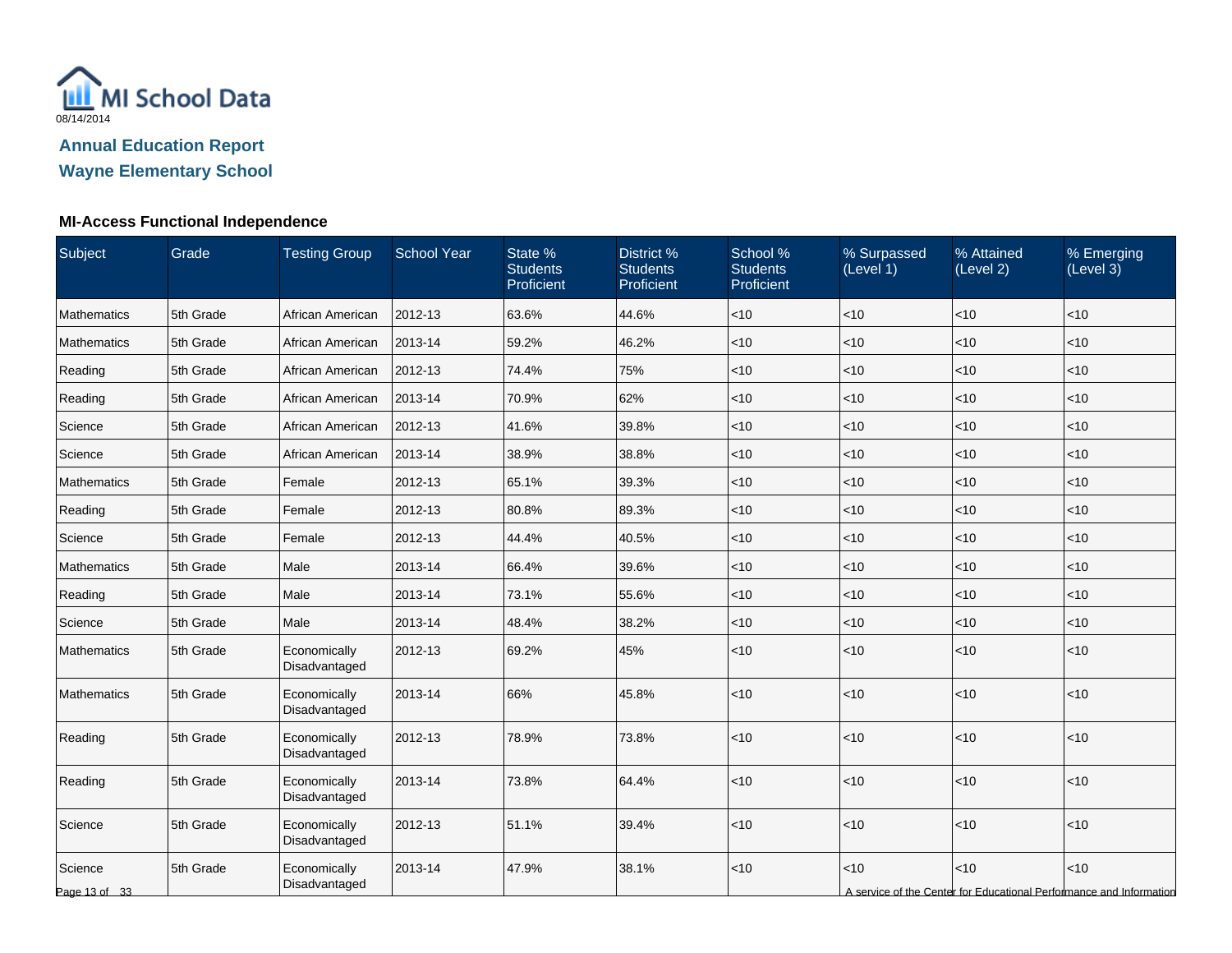08/14/2014

# Annual Education Report
## Wayne Elementary School

### MI-Access Functional Independence

| Subject | Grade | Testing Group | School Year | State % Students Proficient | District % Students Proficient | School % Students Proficient | % Surpassed (Level 1) | % Attained (Level 2) | % Emerging (Level 3) |
|---|---|---|---|---|---|---|---|---|---|
| Mathematics | 5th Grade | African American | 2012-13 | 63.6% | 44.6% | <10 | <10 | <10 | <10 |
| Mathematics | 5th Grade | African American | 2013-14 | 59.2% | 46.2% | <10 | <10 | <10 | <10 |
| Reading | 5th Grade | African American | 2012-13 | 74.4% | 75% | <10 | <10 | <10 | <10 |
| Reading | 5th Grade | African American | 2013-14 | 70.9% | 62% | <10 | <10 | <10 | <10 |
| Science | 5th Grade | African American | 2012-13 | 41.6% | 39.8% | <10 | <10 | <10 | <10 |
| Science | 5th Grade | African American | 2013-14 | 38.9% | 38.8% | <10 | <10 | <10 | <10 |
| Mathematics | 5th Grade | Female | 2012-13 | 65.1% | 39.3% | <10 | <10 | <10 | <10 |
| Reading | 5th Grade | Female | 2012-13 | 80.8% | 89.3% | <10 | <10 | <10 | <10 |
| Science | 5th Grade | Female | 2012-13 | 44.4% | 40.5% | <10 | <10 | <10 | <10 |
| Mathematics | 5th Grade | Male | 2013-14 | 66.4% | 39.6% | <10 | <10 | <10 | <10 |
| Reading | 5th Grade | Male | 2013-14 | 73.1% | 55.6% | <10 | <10 | <10 | <10 |
| Science | 5th Grade | Male | 2013-14 | 48.4% | 38.2% | <10 | <10 | <10 | <10 |
| Mathematics | 5th Grade | Economically Disadvantaged | 2012-13 | 69.2% | 45% | <10 | <10 | <10 | <10 |
| Mathematics | 5th Grade | Economically Disadvantaged | 2013-14 | 66% | 45.8% | <10 | <10 | <10 | <10 |
| Reading | 5th Grade | Economically Disadvantaged | 2012-13 | 78.9% | 73.8% | <10 | <10 | <10 | <10 |
| Reading | 5th Grade | Economically Disadvantaged | 2013-14 | 73.8% | 64.4% | <10 | <10 | <10 | <10 |
| Science | 5th Grade | Economically Disadvantaged | 2012-13 | 51.1% | 39.4% | <10 | <10 | <10 | <10 |
| Science | 5th Grade | Economically Disadvantaged | 2013-14 | 47.9% | 38.1% | <10 | <10 | <10 | <10 |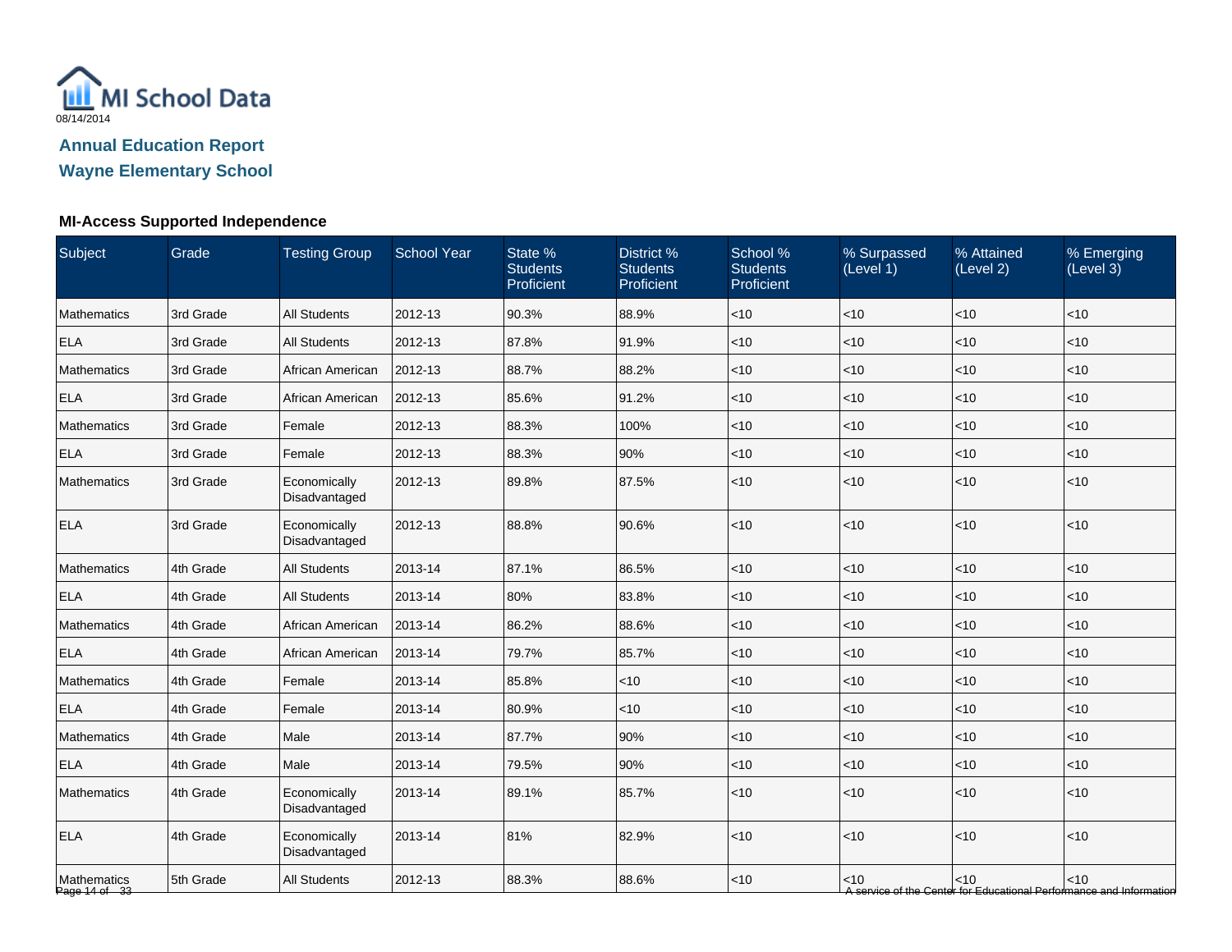08/14/2014

**Annual Education Report**
**Wayne Elementary School**

### MI-Access Supported Independence

| Subject | Grade | Testing Group | School Year | State % Students Proficient | District % Students Proficient | School % Students Proficient | % Surpassed (Level 1) | % Attained (Level 2) | % Emerging (Level 3) |
|---|---|---|---|---|---|---|---|---|---|
| Mathematics | 3rd Grade | All Students | 2012-13 | 90.3% | 88.9% | <10 | <10 | <10 | <10 |
| ELA | 3rd Grade | All Students | 2012-13 | 87.8% | 91.9% | <10 | <10 | <10 | <10 |
| Mathematics | 3rd Grade | African American | 2012-13 | 88.7% | 88.2% | <10 | <10 | <10 | <10 |
| ELA | 3rd Grade | African American | 2012-13 | 85.6% | 91.2% | <10 | <10 | <10 | <10 |
| Mathematics | 3rd Grade | Female | 2012-13 | 88.3% | 100% | <10 | <10 | <10 | <10 |
| ELA | 3rd Grade | Female | 2012-13 | 88.3% | 90% | <10 | <10 | <10 | <10 |
| Mathematics | 3rd Grade | Economically Disadvantaged | 2012-13 | 89.8% | 87.5% | <10 | <10 | <10 | <10 |
| ELA | 3rd Grade | Economically Disadvantaged | 2012-13 | 88.8% | 90.6% | <10 | <10 | <10 | <10 |
| Mathematics | 4th Grade | All Students | 2013-14 | 87.1% | 86.5% | <10 | <10 | <10 | <10 |
| ELA | 4th Grade | All Students | 2013-14 | 80% | 83.8% | <10 | <10 | <10 | <10 |
| Mathematics | 4th Grade | African American | 2013-14 | 86.2% | 88.6% | <10 | <10 | <10 | <10 |
| ELA | 4th Grade | African American | 2013-14 | 79.7% | 85.7% | <10 | <10 | <10 | <10 |
| Mathematics | 4th Grade | Female | 2013-14 | 85.8% | <10 | <10 | <10 | <10 | <10 |
| ELA | 4th Grade | Female | 2013-14 | 80.9% | <10 | <10 | <10 | <10 | <10 |
| Mathematics | 4th Grade | Male | 2013-14 | 87.7% | 90% | <10 | <10 | <10 | <10 |
| ELA | 4th Grade | Male | 2013-14 | 79.5% | 90% | <10 | <10 | <10 | <10 |
| Mathematics | 4th Grade | Economically Disadvantaged | 2013-14 | 89.1% | 85.7% | <10 | <10 | <10 | <10 |
| ELA | 4th Grade | Economically Disadvantaged | 2013-14 | 81% | 82.9% | <10 | <10 | <10 | <10 |
| Mathematics | 5th Grade | All Students | 2012-13 | 88.3% | 88.6% | <10 | <10 | <10 | <10 |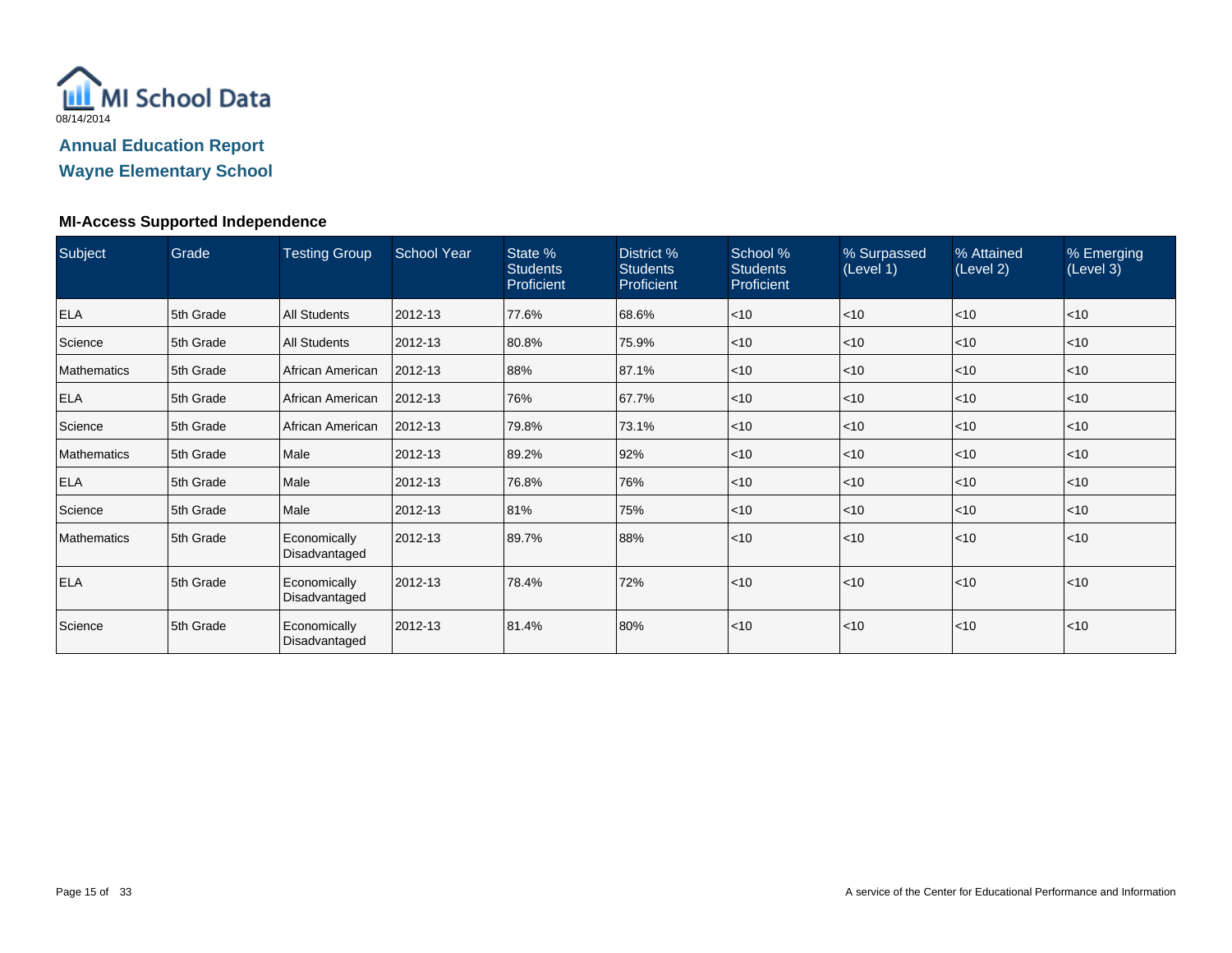MI School Data

08/14/2014

## Annual Education Report

## Wayne Elementary School

### MI-Access Supported Independence

| Subject | Grade | Testing Group | School Year | State % Students Proficient | District % Students Proficient | School % Students Proficient | % Surpassed (Level 1) | % Attained (Level 2) | % Emerging (Level 3) |
|---|---|---|---|---|---|---|---|---|---|
| ELA | 5th Grade | All Students | 2012-13 | 77.6% | 68.6% | <10 | <10 | <10 | <10 |
| Science | 5th Grade | All Students | 2012-13 | 80.8% | 75.9% | <10 | <10 | <10 | <10 |
| Mathematics | 5th Grade | African American | 2012-13 | 88% | 87.1% | <10 | <10 | <10 | <10 |
| ELA | 5th Grade | African American | 2012-13 | 76% | 67.7% | <10 | <10 | <10 | <10 |
| Science | 5th Grade | African American | 2012-13 | 79.8% | 73.1% | <10 | <10 | <10 | <10 |
| Mathematics | 5th Grade | Male | 2012-13 | 89.2% | 92% | <10 | <10 | <10 | <10 |
| ELA | 5th Grade | Male | 2012-13 | 76.8% | 76% | <10 | <10 | <10 | <10 |
| Science | 5th Grade | Male | 2012-13 | 81% | 75% | <10 | <10 | <10 | <10 |
| Mathematics | 5th Grade | Economically Disadvantaged | 2012-13 | 89.7% | 88% | <10 | <10 | <10 | <10 |
| ELA | 5th Grade | Economically Disadvantaged | 2012-13 | 78.4% | 72% | <10 | <10 | <10 | <10 |
| Science | 5th Grade | Economically Disadvantaged | 2012-13 | 81.4% | 80% | <10 | <10 | <10 | <10 |

A service of the Center for Educational Performance and Information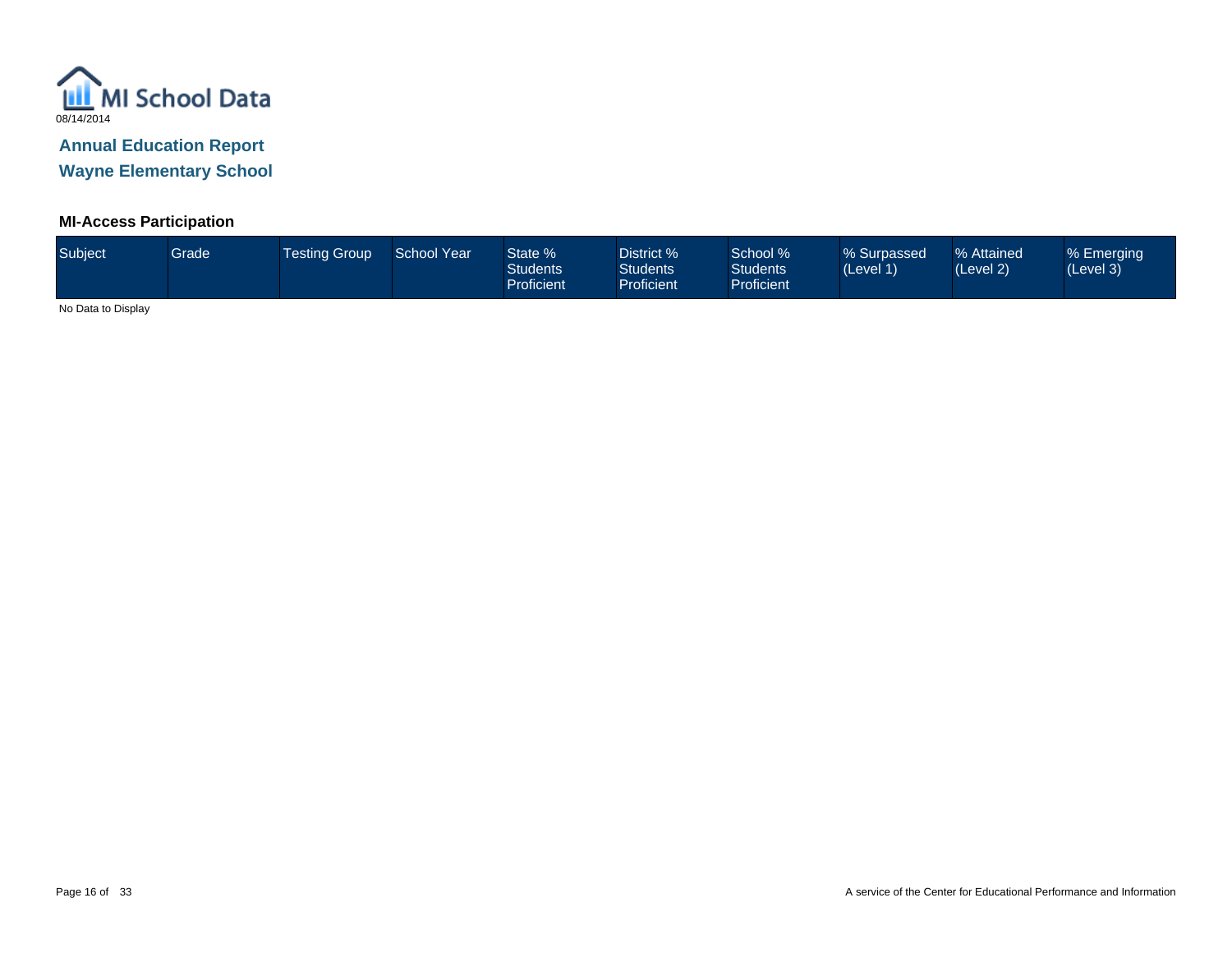MI School Data

08/14/2014

## Annual Education Report

## Wayne Elementary School

### MI-Access Participation

| Subject | Grade | Testing Group | School Year | State % Students Proficient | District % Students Proficient | School % Students Proficient | % Surpassed (Level 1) | % Attained (Level 2) | % Emerging (Level 3) |
|---|---|---|---|---|---|---|---|---|---|

No Data to Display

A service of the Center for Educational Performance and Information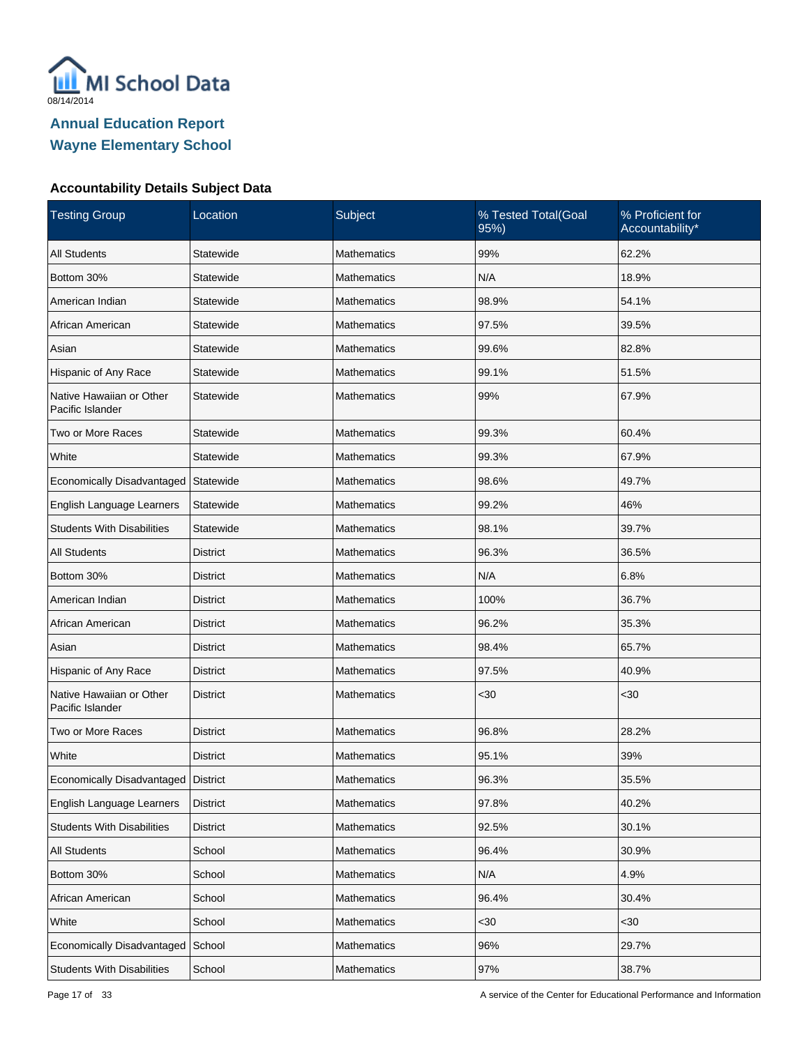# Annual Education Report
## Wayne Elementary School

### Accountability Details Subject Data

| Testing Group | Location | Subject | % Tested Total(Goal 95%) | % Proficient for Accountability* |
|---|---|---|---|---|
| All Students | Statewide | Mathematics | 99% | 62.2% |
| Bottom 30% | Statewide | Mathematics | N/A | 18.9% |
| American Indian | Statewide | Mathematics | 98.9% | 54.1% |
| African American | Statewide | Mathematics | 97.5% | 39.5% |
| Asian | Statewide | Mathematics | 99.6% | 82.8% |
| Hispanic of Any Race | Statewide | Mathematics | 99.1% | 51.5% |
| Native Hawaiian or Other Pacific Islander | Statewide | Mathematics | 99% | 67.9% |
| Two or More Races | Statewide | Mathematics | 99.3% | 60.4% |
| White | Statewide | Mathematics | 99.3% | 67.9% |
| Economically Disadvantaged | Statewide | Mathematics | 98.6% | 49.7% |
| English Language Learners | Statewide | Mathematics | 99.2% | 46% |
| Students With Disabilities | Statewide | Mathematics | 98.1% | 39.7% |
| All Students | District | Mathematics | 96.3% | 36.5% |
| Bottom 30% | District | Mathematics | N/A | 6.8% |
| American Indian | District | Mathematics | 100% | 36.7% |
| African American | District | Mathematics | 96.2% | 35.3% |
| Asian | District | Mathematics | 98.4% | 65.7% |
| Hispanic of Any Race | District | Mathematics | 97.5% | 40.9% |
| Native Hawaiian or Other Pacific Islander | District | Mathematics | <30 | <30 |
| Two or More Races | District | Mathematics | 96.8% | 28.2% |
| White | District | Mathematics | 95.1% | 39% |
| Economically Disadvantaged | District | Mathematics | 96.3% | 35.5% |
| English Language Learners | District | Mathematics | 97.8% | 40.2% |
| Students With Disabilities | District | Mathematics | 92.5% | 30.1% |
| All Students | School | Mathematics | 96.4% | 30.9% |
| Bottom 30% | School | Mathematics | N/A | 4.9% |
| African American | School | Mathematics | 96.4% | 30.4% |
| White | School | Mathematics | <30 | <30 |
| Economically Disadvantaged | School | Mathematics | 96% | 29.7% |
| Students With Disabilities | School | Mathematics | 97% | 38.7% |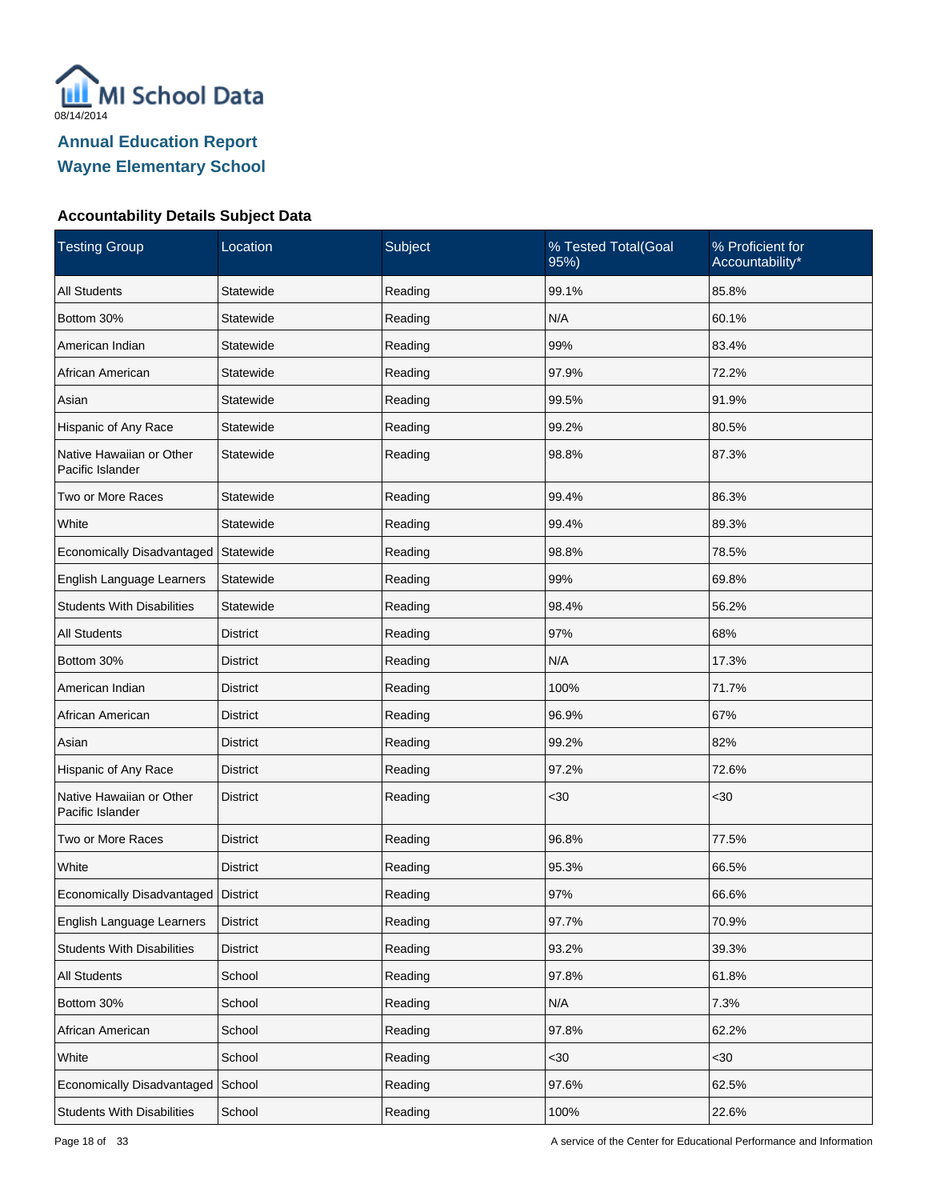08/14/2014

# Annual Education Report

# Wayne Elementary School

### Accountability Details Subject Data

| Testing Group | Location | Subject | % Tested Total(Goal 95%) | % Proficient for Accountability* |
|---|---|---|---|---|
| All Students | Statewide | Reading | 99.1% | 85.8% |
| Bottom 30% | Statewide | Reading | N/A | 60.1% |
| American Indian | Statewide | Reading | 99% | 83.4% |
| African American | Statewide | Reading | 97.9% | 72.2% |
| Asian | Statewide | Reading | 99.5% | 91.9% |
| Hispanic of Any Race | Statewide | Reading | 99.2% | 80.5% |
| Native Hawaiian or Other Pacific Islander | Statewide | Reading | 98.8% | 87.3% |
| Two or More Races | Statewide | Reading | 99.4% | 86.3% |
| White | Statewide | Reading | 99.4% | 89.3% |
| Economically Disadvantaged | Statewide | Reading | 98.8% | 78.5% |
| English Language Learners | Statewide | Reading | 99% | 69.8% |
| Students With Disabilities | Statewide | Reading | 98.4% | 56.2% |
| All Students | District | Reading | 97% | 68% |
| Bottom 30% | District | Reading | N/A | 17.3% |
| American Indian | District | Reading | 100% | 71.7% |
| African American | District | Reading | 96.9% | 67% |
| Asian | District | Reading | 99.2% | 82% |
| Hispanic of Any Race | District | Reading | 97.2% | 72.6% |
| Native Hawaiian or Other Pacific Islander | District | Reading | <30 | <30 |
| Two or More Races | District | Reading | 96.8% | 77.5% |
| White | District | Reading | 95.3% | 66.5% |
| Economically Disadvantaged | District | Reading | 97% | 66.6% |
| English Language Learners | District | Reading | 97.7% | 70.9% |
| Students With Disabilities | District | Reading | 93.2% | 39.3% |
| All Students | School | Reading | 97.8% | 61.8% |
| Bottom 30% | School | Reading | N/A | 7.3% |
| African American | School | Reading | 97.8% | 62.2% |
| White | School | Reading | <30 | <30 |
| Economically Disadvantaged | School | Reading | 97.6% | 62.5% |
| Students With Disabilities | School | Reading | 100% | 22.6% |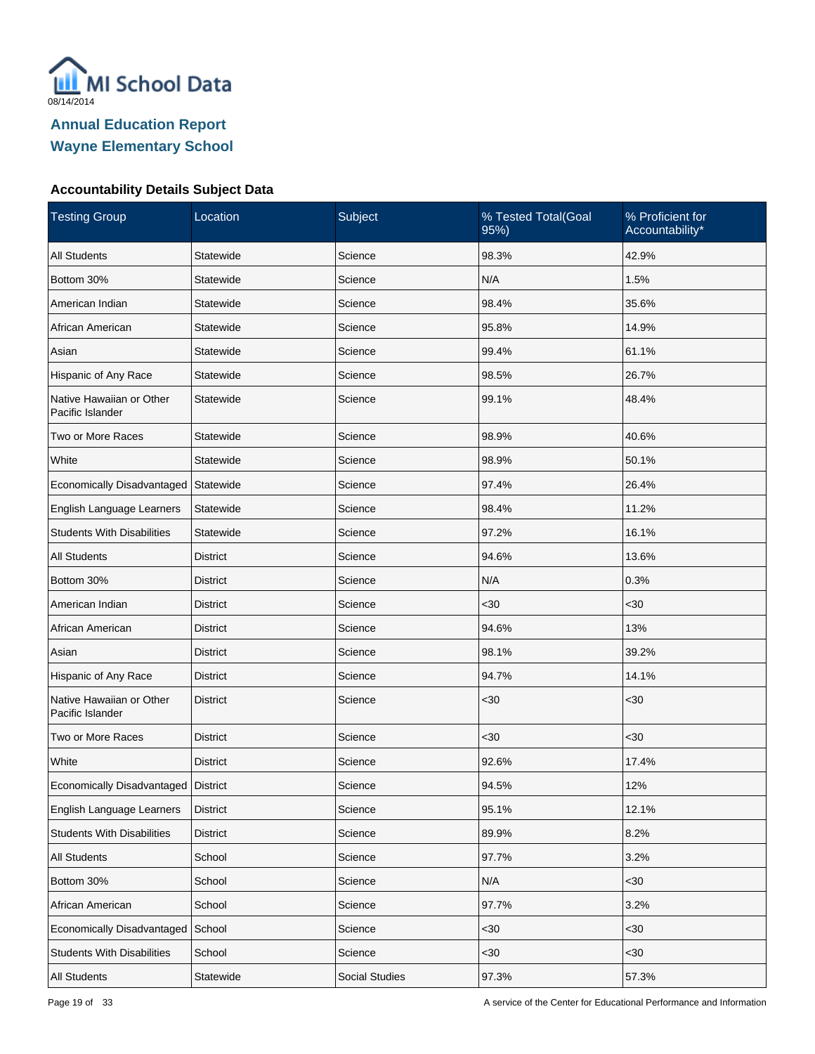# Annual Education Report
## Wayne Elementary School

08/14/2014

### Accountability Details Subject Data

| Testing Group | Location | Subject | % Tested Total(Goal 95%) | % Proficient for Accountability* |
|---|---|---|---|---|
| All Students | Statewide | Science | 98.3% | 42.9% |
| Bottom 30% | Statewide | Science | N/A | 1.5% |
| American Indian | Statewide | Science | 98.4% | 35.6% |
| African American | Statewide | Science | 95.8% | 14.9% |
| Asian | Statewide | Science | 99.4% | 61.1% |
| Hispanic of Any Race | Statewide | Science | 98.5% | 26.7% |
| Native Hawaiian or Other Pacific Islander | Statewide | Science | 99.1% | 48.4% |
| Two or More Races | Statewide | Science | 98.9% | 40.6% |
| White | Statewide | Science | 98.9% | 50.1% |
| Economically Disadvantaged | Statewide | Science | 97.4% | 26.4% |
| English Language Learners | Statewide | Science | 98.4% | 11.2% |
| Students With Disabilities | Statewide | Science | 97.2% | 16.1% |
| All Students | District | Science | 94.6% | 13.6% |
| Bottom 30% | District | Science | N/A | 0.3% |
| American Indian | District | Science | <30 | <30 |
| African American | District | Science | 94.6% | 13% |
| Asian | District | Science | 98.1% | 39.2% |
| Hispanic of Any Race | District | Science | 94.7% | 14.1% |
| Native Hawaiian or Other Pacific Islander | District | Science | <30 | <30 |
| Two or More Races | District | Science | <30 | <30 |
| White | District | Science | 92.6% | 17.4% |
| Economically Disadvantaged | District | Science | 94.5% | 12% |
| English Language Learners | District | Science | 95.1% | 12.1% |
| Students With Disabilities | District | Science | 89.9% | 8.2% |
| All Students | School | Science | 97.7% | 3.2% |
| Bottom 30% | School | Science | N/A | <30 |
| African American | School | Science | 97.7% | 3.2% |
| Economically Disadvantaged | School | Science | <30 | <30 |
| Students With Disabilities | School | Science | <30 | <30 |
| All Students | Statewide | Social Studies | 97.3% | 57.3% |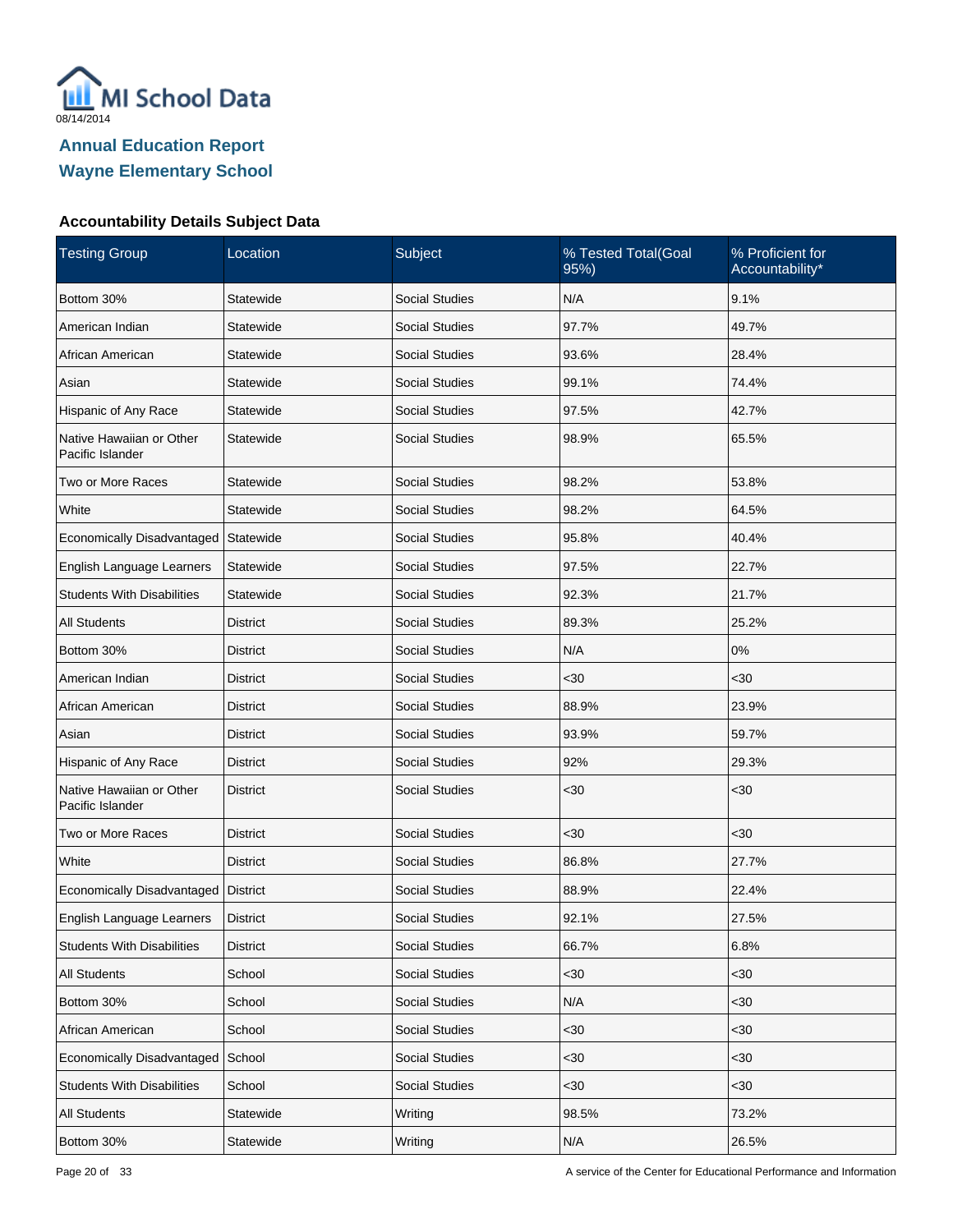MI School Data

08/14/2014

## Annual Education Report
## Wayne Elementary School

### Accountability Details Subject Data

| Testing Group | Location | Subject | % Tested Total(Goal 95%) | % Proficient for Accountability* |
|---|---|---|---|---|
| Bottom 30% | Statewide | Social Studies | N/A | 9.1% |
| American Indian | Statewide | Social Studies | 97.7% | 49.7% |
| African American | Statewide | Social Studies | 93.6% | 28.4% |
| Asian | Statewide | Social Studies | 99.1% | 74.4% |
| Hispanic of Any Race | Statewide | Social Studies | 97.5% | 42.7% |
| Native Hawaiian or Other Pacific Islander | Statewide | Social Studies | 98.9% | 65.5% |
| Two or More Races | Statewide | Social Studies | 98.2% | 53.8% |
| White | Statewide | Social Studies | 98.2% | 64.5% |
| Economically Disadvantaged | Statewide | Social Studies | 95.8% | 40.4% |
| English Language Learners | Statewide | Social Studies | 97.5% | 22.7% |
| Students With Disabilities | Statewide | Social Studies | 92.3% | 21.7% |
| All Students | District | Social Studies | 89.3% | 25.2% |
| Bottom 30% | District | Social Studies | N/A | 0% |
| American Indian | District | Social Studies | <30 | <30 |
| African American | District | Social Studies | 88.9% | 23.9% |
| Asian | District | Social Studies | 93.9% | 59.7% |
| Hispanic of Any Race | District | Social Studies | 92% | 29.3% |
| Native Hawaiian or Other Pacific Islander | District | Social Studies | <30 | <30 |
| Two or More Races | District | Social Studies | <30 | <30 |
| White | District | Social Studies | 86.8% | 27.7% |
| Economically Disadvantaged | District | Social Studies | 88.9% | 22.4% |
| English Language Learners | District | Social Studies | 92.1% | 27.5% |
| Students With Disabilities | District | Social Studies | 66.7% | 6.8% |
| All Students | School | Social Studies | <30 | <30 |
| Bottom 30% | School | Social Studies | N/A | <30 |
| African American | School | Social Studies | <30 | <30 |
| Economically Disadvantaged | School | Social Studies | <30 | <30 |
| Students With Disabilities | School | Social Studies | <30 | <30 |
| All Students | Statewide | Writing | 98.5% | 73.2% |
| Bottom 30% | Statewide | Writing | N/A | 26.5% |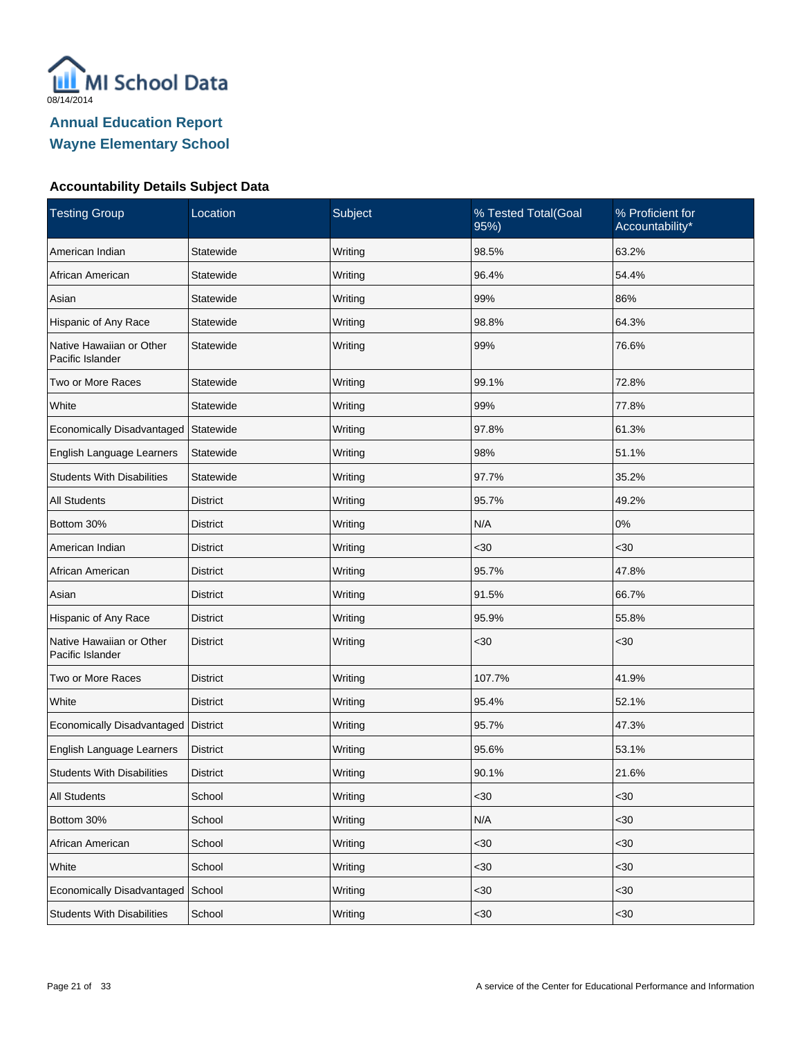08/14/2014

# Annual Education Report
## Wayne Elementary School

### Accountability Details Subject Data

| Testing Group | Location | Subject | % Tested Total(Goal 95%) | % Proficient for Accountability* |
|---|---|---|---|---|
| American Indian | Statewide | Writing | 98.5% | 63.2% |
| African American | Statewide | Writing | 96.4% | 54.4% |
| Asian | Statewide | Writing | 99% | 86% |
| Hispanic of Any Race | Statewide | Writing | 98.8% | 64.3% |
| Native Hawaiian or Other Pacific Islander | Statewide | Writing | 99% | 76.6% |
| Two or More Races | Statewide | Writing | 99.1% | 72.8% |
| White | Statewide | Writing | 99% | 77.8% |
| Economically Disadvantaged | Statewide | Writing | 97.8% | 61.3% |
| English Language Learners | Statewide | Writing | 98% | 51.1% |
| Students With Disabilities | Statewide | Writing | 97.7% | 35.2% |
| All Students | District | Writing | 95.7% | 49.2% |
| Bottom 30% | District | Writing | N/A | 0% |
| American Indian | District | Writing | <30 | <30 |
| African American | District | Writing | 95.7% | 47.8% |
| Asian | District | Writing | 91.5% | 66.7% |
| Hispanic of Any Race | District | Writing | 95.9% | 55.8% |
| Native Hawaiian or Other Pacific Islander | District | Writing | <30 | <30 |
| Two or More Races | District | Writing | 107.7% | 41.9% |
| White | District | Writing | 95.4% | 52.1% |
| Economically Disadvantaged | District | Writing | 95.7% | 47.3% |
| English Language Learners | District | Writing | 95.6% | 53.1% |
| Students With Disabilities | District | Writing | 90.1% | 21.6% |
| All Students | School | Writing | <30 | <30 |
| Bottom 30% | School | Writing | N/A | <30 |
| African American | School | Writing | <30 | <30 |
| White | School | Writing | <30 | <30 |
| Economically Disadvantaged | School | Writing | <30 | <30 |
| Students With Disabilities | School | Writing | <30 | <30 |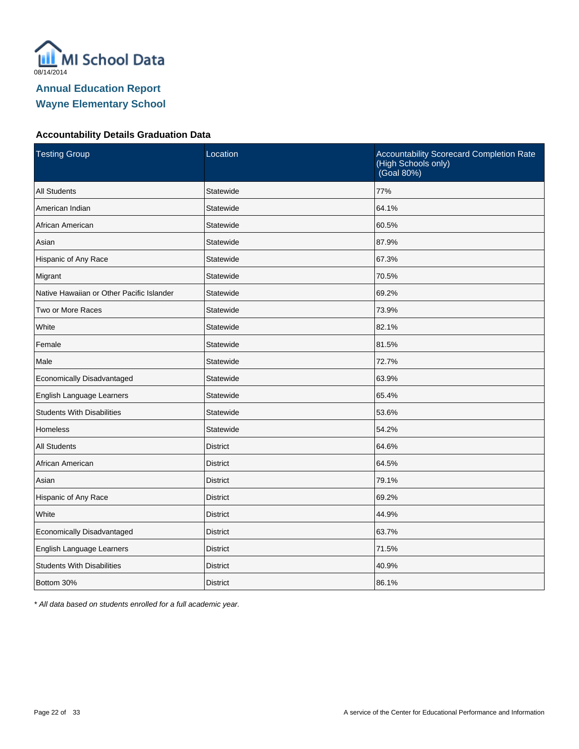MI School Data

08/14/2014

# Annual Education Report

## Wayne Elementary School

### Accountability Details Graduation Data

| Testing Group | Location | Accountability Scorecard Completion Rate (High Schools only) (Goal 80%) |
|---|---|---|
| All Students | Statewide | 77% |
| American Indian | Statewide | 64.1% |
| African American | Statewide | 60.5% |
| Asian | Statewide | 87.9% |
| Hispanic of Any Race | Statewide | 67.3% |
| Migrant | Statewide | 70.5% |
| Native Hawaiian or Other Pacific Islander | Statewide | 69.2% |
| Two or More Races | Statewide | 73.9% |
| White | Statewide | 82.1% |
| Female | Statewide | 81.5% |
| Male | Statewide | 72.7% |
| Economically Disadvantaged | Statewide | 63.9% |
| English Language Learners | Statewide | 65.4% |
| Students With Disabilities | Statewide | 53.6% |
| Homeless | Statewide | 54.2% |
| All Students | District | 64.6% |
| African American | District | 64.5% |
| Asian | District | 79.1% |
| Hispanic of Any Race | District | 69.2% |
| White | District | 44.9% |
| Economically Disadvantaged | District | 63.7% |
| English Language Learners | District | 71.5% |
| Students With Disabilities | District | 40.9% |
| Bottom 30% | District | 86.1% |

*\* All data based on students enrolled for a full academic year.*

A service of the Center for Educational Performance and Information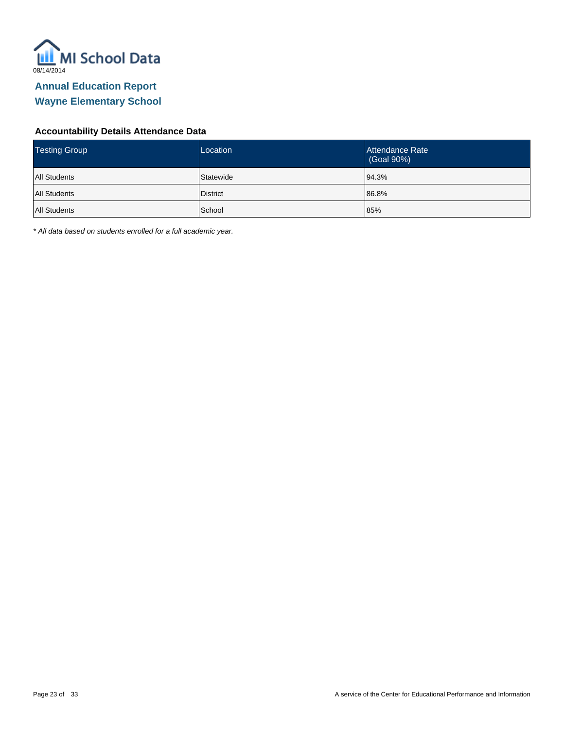MI School Data

08/14/2014

## Annual Education Report
## Wayne Elementary School

### Accountability Details Attendance Data

| Testing Group | Location | Attendance Rate (Goal 90%) |
|---|---|---|
| All Students | Statewide | 94.3% |
| All Students | District | 86.8% |
| All Students | School | 85% |

*\* All data based on students enrolled for a full academic year.*

A service of the Center for Educational Performance and Information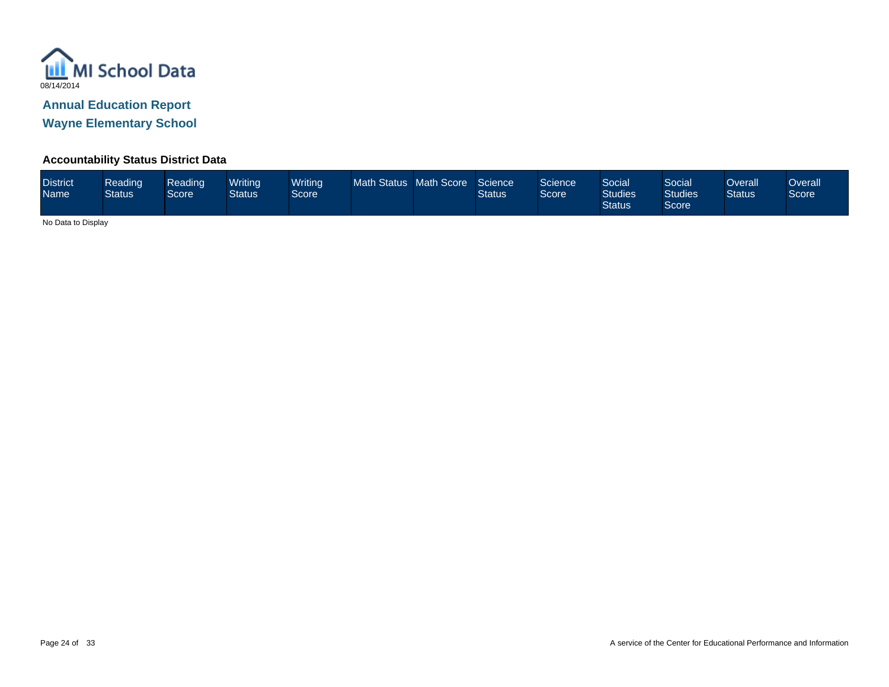MI School Data

08/14/2014

## Annual Education Report

## Wayne Elementary School

### Accountability Status District Data

| District Name | Reading Status | Reading Score | Writing Status | Writing Score | Math Status | Math Score | Science Status | Science Score | Social Studies Status | Social Studies Score | Overall Status | Overall Score |
|---|---|---|---|---|---|---|---|---|---|---|---|---|

No Data to Display

A service of the Center for Educational Performance and Information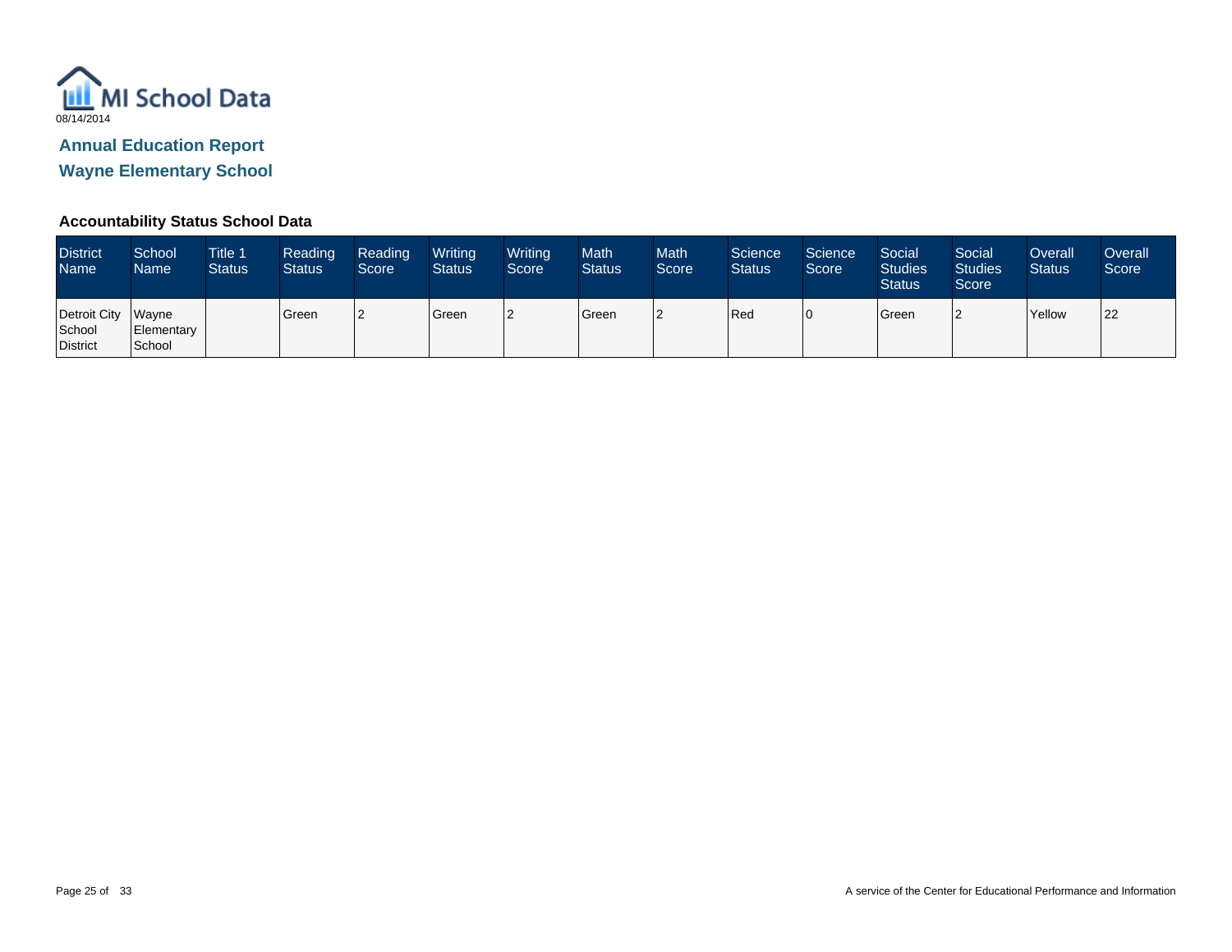MI School Data

08/14/2014

## Annual Education Report

## Wayne Elementary School

### Accountability Status School Data

| District Name | School Name | Title 1 Status | Reading Status | Reading Score | Writing Status | Writing Score | Math Status | Math Score | Science Status | Science Score | Social Studies Status | Social Studies Score | Overall Status | Overall Score |
|---|---|---|---|---|---|---|---|---|---|---|---|---|---|---|
| Detroit City School District | Wayne Elementary School | | Green | 2 | Green | 2 | Green | 2 | Red | 0 | Green | 2 | Yellow | 22 |

A service of the Center for Educational Performance and Information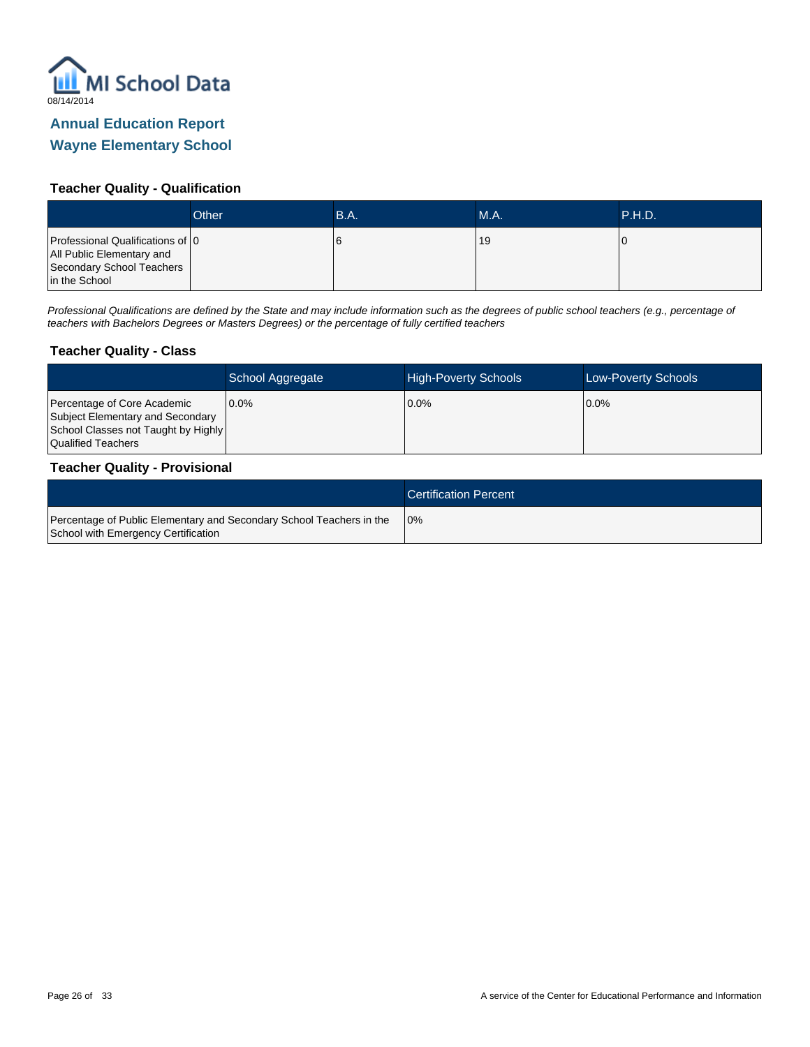MI School Data

08/14/2014

## Annual Education Report

## Wayne Elementary School

### Teacher Quality - Qualification

| | Other | B.A. | M.A. | P.H.D. |
|---|---|---|---|---|
| Professional Qualifications of All Public Elementary and Secondary School Teachers in the School | 0 | 6 | 19 | 0 |

*Professional Qualifications are defined by the State and may include information such as the degrees of public school teachers (e.g., percentage of teachers with Bachelors Degrees or Masters Degrees) or the percentage of fully certified teachers*

### Teacher Quality - Class

| | School Aggregate | High-Poverty Schools | Low-Poverty Schools |
|---|---|---|---|
| Percentage of Core Academic Subject Elementary and Secondary School Classes not Taught by Highly Qualified Teachers | 0.0% | 0.0% | 0.0% |

### Teacher Quality - Provisional

| | Certification Percent |
|---|---|
| Percentage of Public Elementary and Secondary School Teachers in the School with Emergency Certification | 0% |

A service of the Center for Educational Performance and Information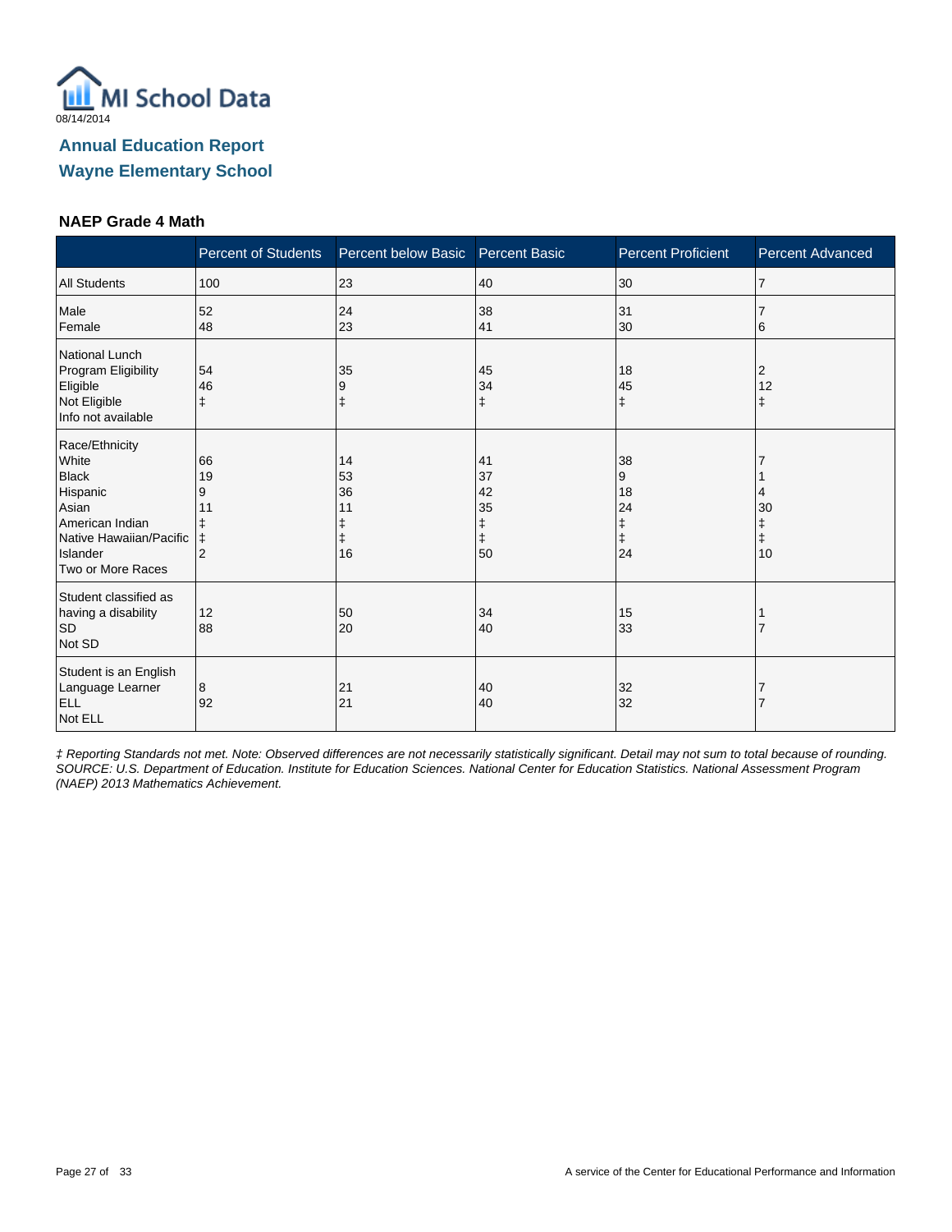MI School Data

08/14/2014

## Annual Education Report
## Wayne Elementary School

### NAEP Grade 4 Math

| | Percent of Students | Percent below Basic | Percent Basic | Percent Proficient | Percent Advanced |
|---|---|---|---|---|---|
| All Students | 100 | 23 | 40 | 30 | 7 |
| Male | 52 | 24 | 38 | 31 | 7 |
| Female | 48 | 23 | 41 | 30 | 6 |
| National Lunch Program Eligibility | | | | | |
| Eligible | 54 | 35 | 45 | 18 | 2 |
| Not Eligible | 46 | 9 | 34 | 45 | 12 |
| Info not available | ‡ | ‡ | ‡ | ‡ | ‡ |
| Race/Ethnicity | | | | | |
| White | 66 | 14 | 41 | 38 | 7 |
| Black | 19 | 53 | 37 | 9 | 1 |
| Hispanic | 9 | 36 | 42 | 18 | 4 |
| Asian | 11 | 11 | 35 | 24 | 30 |
| American Indian | ‡ | ‡ | ‡ | ‡ | ‡ |
| Native Hawaiian/Pacific Islander | ‡ | ‡ | ‡ | ‡ | ‡ |
| Two or More Races | 2 | 16 | 50 | 24 | 10 |
| Student classified as having a disability | | | | | |
| SD | 12 | 50 | 34 | 15 | 1 |
| Not SD | 88 | 20 | 40 | 33 | 7 |
| Student is an English Language Learner | | | | | |
| ELL | 8 | 21 | 40 | 32 | 7 |
| Not ELL | 92 | 21 | 40 | 32 | 7 |

*‡ Reporting Standards not met. Note: Observed differences are not necessarily statistically significant. Detail may not sum to total because of rounding. SOURCE: U.S. Department of Education. Institute for Education Sciences. National Center for Education Statistics. National Assessment Program (NAEP) 2013 Mathematics Achievement.*

A service of the Center for Educational Performance and Information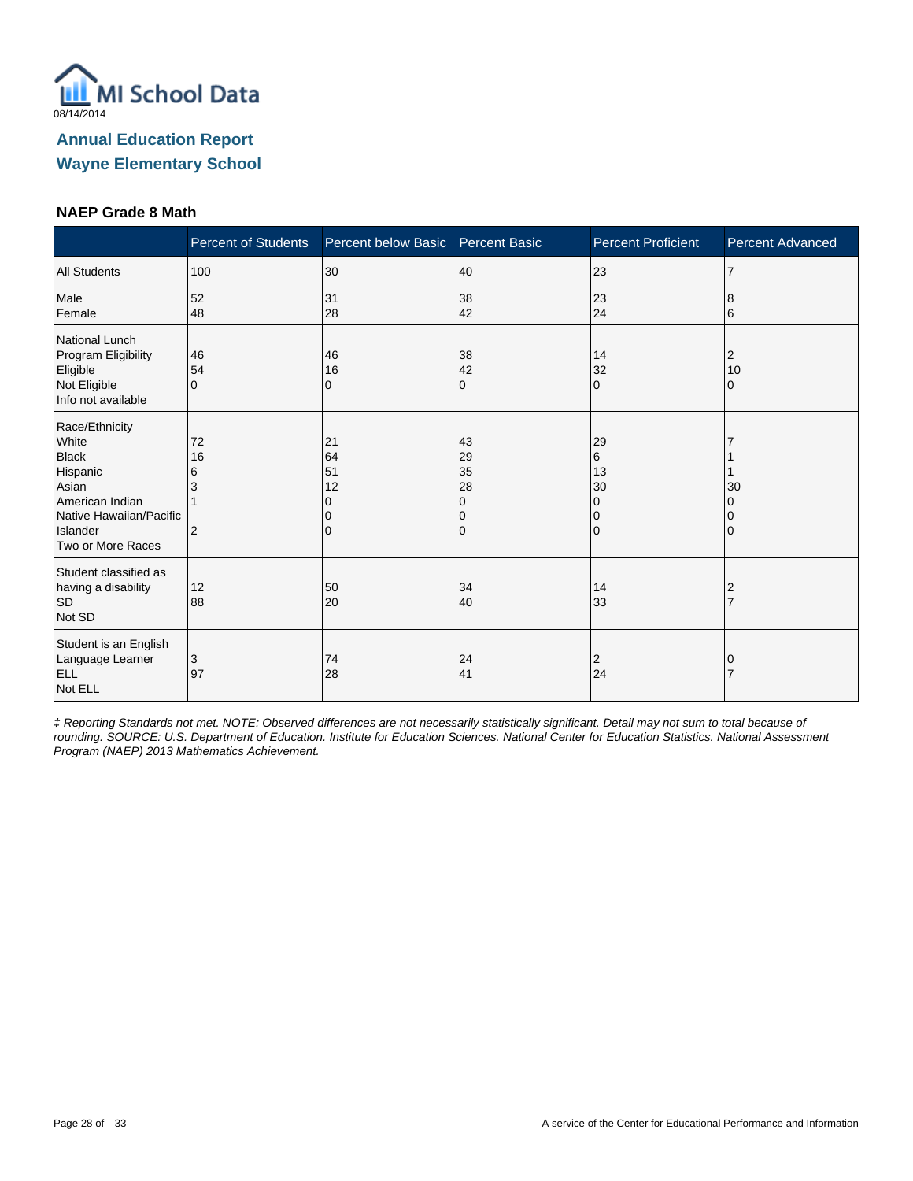08/14/2014

# Annual Education Report
## Wayne Elementary School

### NAEP Grade 8 Math

| | Percent of Students | Percent below Basic | Percent Basic | Percent Proficient | Percent Advanced |
|---|---|---|---|---|---|
| All Students | 100 | 30 | 40 | 23 | 7 |
| Male | 52 | 31 | 38 | 23 | 8 |
| Female | 48 | 28 | 42 | 24 | 6 |
| National Lunch Program Eligibility | | | | | |
| Eligible | 46 | 46 | 38 | 14 | 2 |
| Not Eligible | 54 | 16 | 42 | 32 | 10 |
| Info not available | 0 | 0 | 0 | 0 | 0 |
| Race/Ethnicity | | | | | |
| White | 72 | 21 | 43 | 29 | 7 |
| Black | 16 | 64 | 29 | 6 | 1 |
| Hispanic | 6 | 51 | 35 | 13 | 1 |
| Asian | 3 | 12 | 28 | 30 | 30 |
| American Indian | 1 | 0 | 0 | 0 | 0 |
| Native Hawaiian/Pacific Islander | | 0 | 0 | 0 | 0 |
| Two or More Races | 2 | 0 | 0 | 0 | 0 |
| Student classified as having a disability | | | | | |
| SD | 12 | 50 | 34 | 14 | 2 |
| Not SD | 88 | 20 | 40 | 33 | 7 |
| Student is an English Language Learner | | | | | |
| ELL | 3 | 74 | 24 | 2 | 0 |
| Not ELL | 97 | 28 | 41 | 24 | 7 |

*‡ Reporting Standards not met. NOTE: Observed differences are not necessarily statistically significant. Detail may not sum to total because of rounding. SOURCE: U.S. Department of Education. Institute for Education Sciences. National Center for Education Statistics. National Assessment Program (NAEP) 2013 Mathematics Achievement.*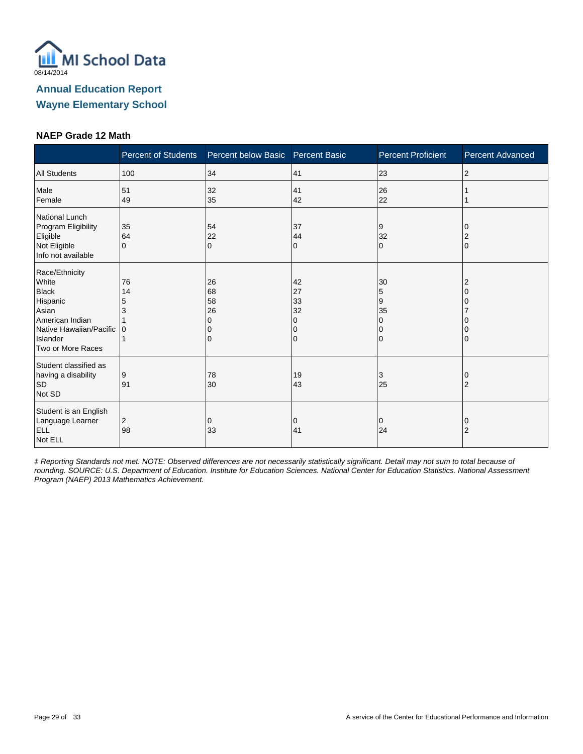## Annual Education Report

## Wayne Elementary School

### NAEP Grade 12 Math

| | Percent of Students | Percent below Basic | Percent Basic | Percent Proficient | Percent Advanced |
|---|---|---|---|---|---|
| All Students | 100 | 34 | 41 | 23 | 2 |
| Male | 51 | 32 | 41 | 26 | 1 |
| Female | 49 | 35 | 42 | 22 | 1 |
| National Lunch Program Eligibility | | | | | |
| Eligible | 35 | 54 | 37 | 9 | 0 |
| Not Eligible | 64 | 22 | 44 | 32 | 2 |
| Info not available | 0 | 0 | 0 | 0 | 0 |
| Race/Ethnicity | | | | | |
| White | 76 | 26 | 42 | 30 | 2 |
| Black | 14 | 68 | 27 | 5 | 0 |
| Hispanic | 5 | 58 | 33 | 9 | 0 |
| Asian | 3 | 26 | 32 | 35 | 7 |
| American Indian | 1 | 0 | 0 | 0 | 0 |
| Native Hawaiian/Pacific Islander | 0 | 0 | 0 | 0 | 0 |
| Two or More Races | 1 | 0 | 0 | 0 | 0 |
| Student classified as having a disability | | | | | |
| SD | 9 | 78 | 19 | 3 | 0 |
| Not SD | 91 | 30 | 43 | 25 | 2 |
| Student is an English Language Learner | | | | | |
| ELL | 2 | 0 | 0 | 0 | 0 |
| Not ELL | 98 | 33 | 41 | 24 | 2 |

*‡ Reporting Standards not met. NOTE: Observed differences are not necessarily statistically significant. Detail may not sum to total because of rounding. SOURCE: U.S. Department of Education. Institute for Education Sciences. National Center for Education Statistics. National Assessment Program (NAEP) 2013 Mathematics Achievement.*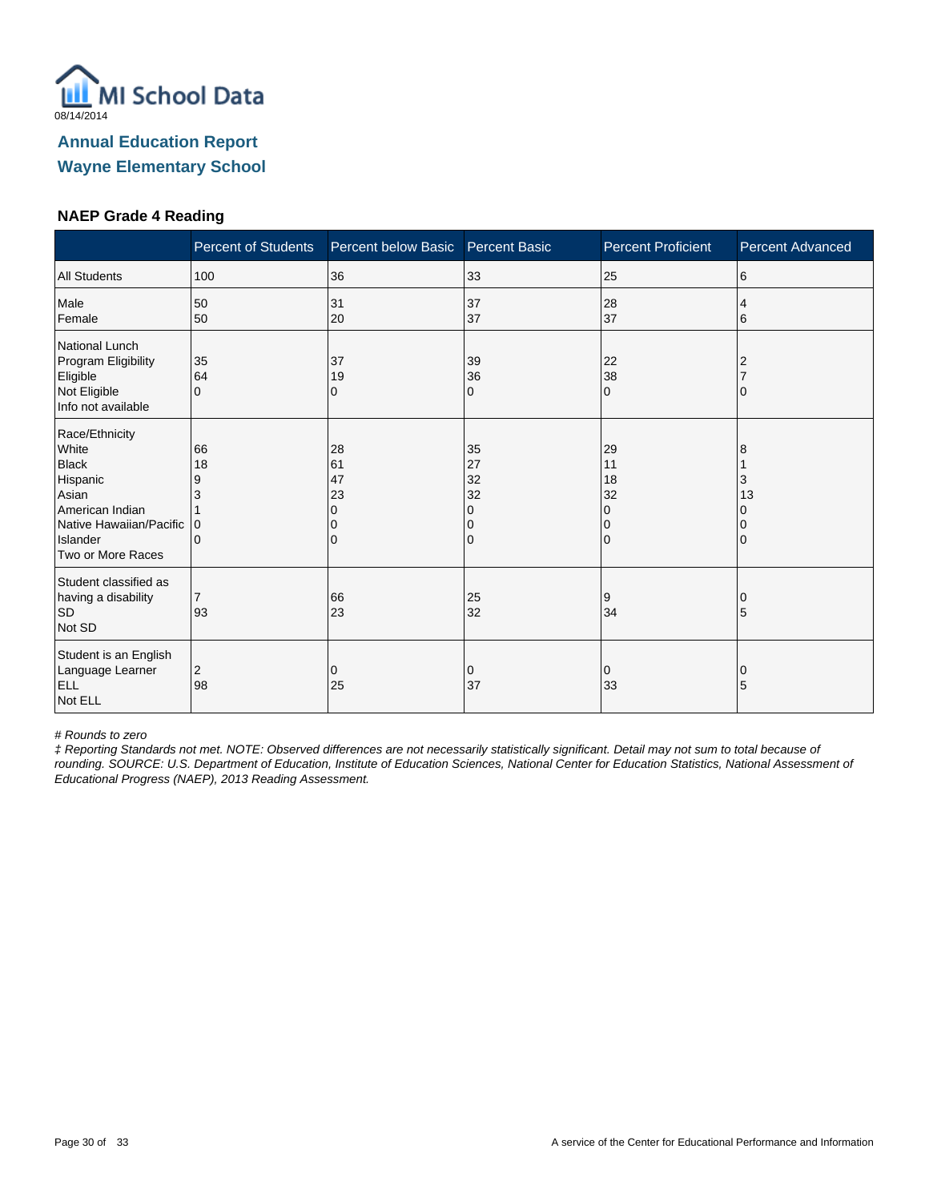# Annual Education Report

## Wayne Elementary School

08/14/2014

### NAEP Grade 4 Reading

| | Percent of Students | Percent below Basic | Percent Basic | Percent Proficient | Percent Advanced |
|---|---|---|---|---|---|
| All Students | 100 | 36 | 33 | 25 | 6 |
| Male | 50 | 31 | 37 | 28 | 4 |
| Female | 50 | 20 | 37 | 37 | 6 |
| **National Lunch Program Eligibility** | | | | | |
| Eligible | 35 | 37 | 39 | 22 | 2 |
| Not Eligible | 64 | 19 | 36 | 38 | 7 |
| Info not available | 0 | 0 | 0 | 0 | 0 |
| **Race/Ethnicity** | | | | | |
| White | 66 | 28 | 35 | 29 | 8 |
| Black | 18 | 61 | 27 | 11 | 1 |
| Hispanic | 9 | 47 | 32 | 18 | 3 |
| Asian | 3 | 23 | 32 | 32 | 13 |
| American Indian | 1 | 0 | 0 | 0 | 0 |
| Native Hawaiian/Pacific Islander | 0 | 0 | 0 | 0 | 0 |
| Two or More Races | 0 | 0 | 0 | 0 | 0 |
| **Student classified as having a disability** | | | | | |
| SD | 7 | 66 | 25 | 9 | 0 |
| Not SD | 93 | 23 | 32 | 34 | 5 |
| **Student is an English Language Learner** | | | | | |
| ELL | 2 | 0 | 0 | 0 | 0 |
| Not ELL | 98 | 25 | 37 | 33 | 5 |

*# Rounds to zero*

*‡ Reporting Standards not met. NOTE: Observed differences are not necessarily statistically significant. Detail may not sum to total because of rounding. SOURCE: U.S. Department of Education, Institute of Education Sciences, National Center for Education Statistics, National Assessment of Educational Progress (NAEP), 2013 Reading Assessment.*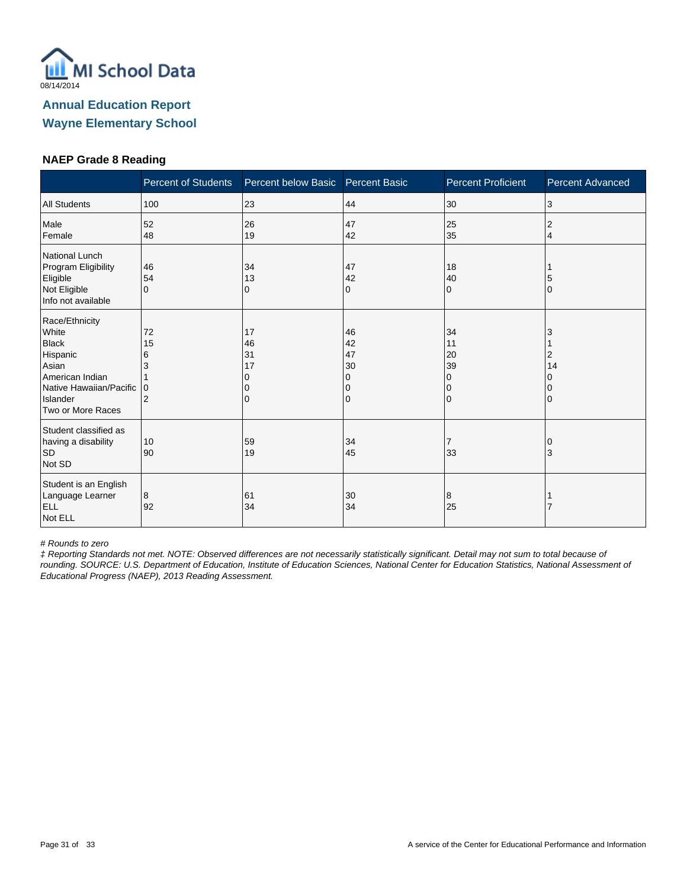MI School Data
08/14/2014

# Annual Education Report

## Wayne Elementary School

### NAEP Grade 8 Reading

| | Percent of Students | Percent below Basic | Percent Basic | Percent Proficient | Percent Advanced |
|---|---|---|---|---|---|
| All Students | 100 | 23 | 44 | 30 | 3 |
| Male | 52 | 26 | 47 | 25 | 2 |
| Female | 48 | 19 | 42 | 35 | 4 |
| National Lunch Program Eligibility | | | | | |
| Eligible | 46 | 34 | 47 | 18 | 1 |
| Not Eligible | 54 | 13 | 42 | 40 | 5 |
| Info not available | 0 | 0 | 0 | 0 | 0 |
| Race/Ethnicity | | | | | |
| White | 72 | 17 | 46 | 34 | 3 |
| Black | 15 | 46 | 42 | 11 | 1 |
| Hispanic | 6 | 31 | 47 | 20 | 2 |
| Asian | 3 | 17 | 30 | 39 | 14 |
| American Indian | 1 | 0 | 0 | 0 | 0 |
| Native Hawaiian/Pacific Islander | 0 | 0 | 0 | 0 | 0 |
| Two or More Races | 2 | 0 | 0 | 0 | 0 |
| Student classified as having a disability | | | | | |
| SD | 10 | 59 | 34 | 7 | 0 |
| Not SD | 90 | 19 | 45 | 33 | 3 |
| Student is an English Language Learner | | | | | |
| ELL | 8 | 61 | 30 | 8 | 1 |
| Not ELL | 92 | 34 | 34 | 25 | 7 |

*# Rounds to zero*

*‡ Reporting Standards not met. NOTE: Observed differences are not necessarily statistically significant. Detail may not sum to total because of rounding. SOURCE: U.S. Department of Education, Institute of Education Sciences, National Center for Education Statistics, National Assessment of Educational Progress (NAEP), 2013 Reading Assessment.*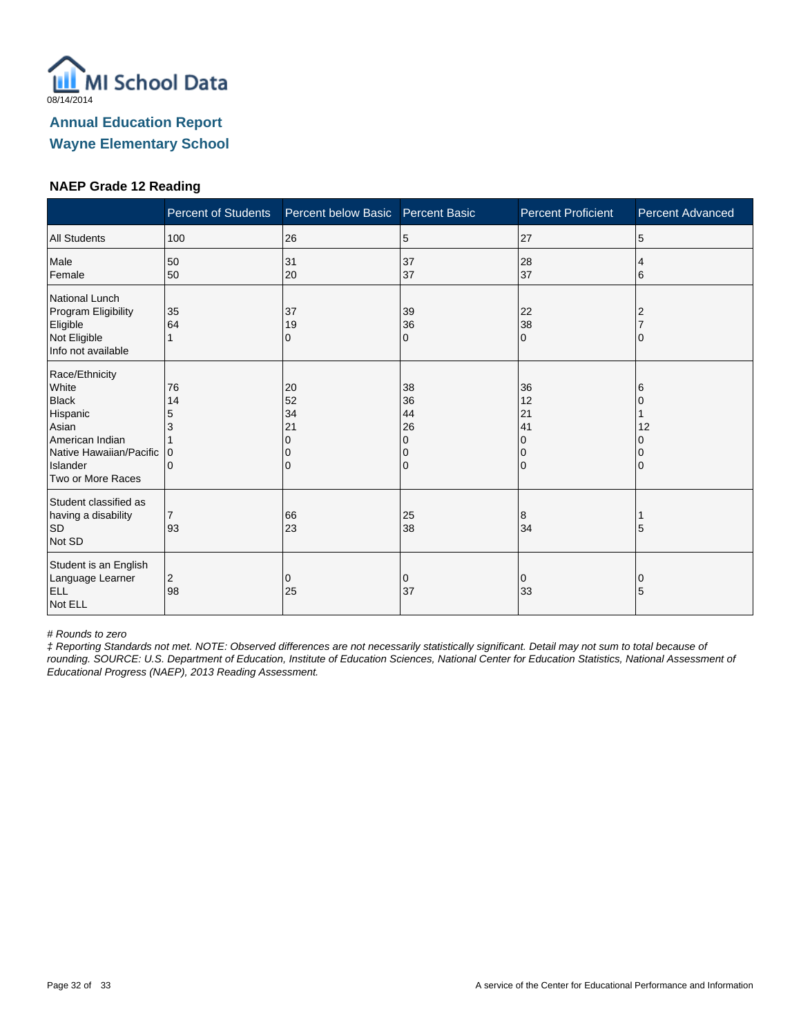MI School Data

08/14/2014

## Annual Education Report

## Wayne Elementary School

### NAEP Grade 12 Reading

| | Percent of Students | Percent below Basic | Percent Basic | Percent Proficient | Percent Advanced |
|---|---|---|---|---|---|
| All Students | 100 | 26 | 5 | 27 | 5 |
| Male | 50 | 31 | 37 | 28 | 4 |
| Female | 50 | 20 | 37 | 37 | 6 |
| National Lunch Program Eligibility | | | | | |
| Eligible | 35 | 37 | 39 | 22 | 2 |
| Not Eligible | 64 | 19 | 36 | 38 | 7 |
| Info not available | 1 | 0 | 0 | 0 | 0 |
| Race/Ethnicity | | | | | |
| White | 76 | 20 | 38 | 36 | 6 |
| Black | 14 | 52 | 36 | 12 | 0 |
| Hispanic | 5 | 34 | 44 | 21 | 1 |
| Asian | 3 | 21 | 26 | 41 | 12 |
| American Indian | 1 | 0 | 0 | 0 | 0 |
| Native Hawaiian/Pacific Islander | 0 | 0 | 0 | 0 | 0 |
| Two or More Races | 0 | 0 | 0 | 0 | 0 |
| Student classified as having a disability | | | | | |
| SD | 7 | 66 | 25 | 8 | 1 |
| Not SD | 93 | 23 | 38 | 34 | 5 |
| Student is an English Language Learner | | | | | |
| ELL | 2 | 0 | 0 | 0 | 0 |
| Not ELL | 98 | 25 | 37 | 33 | 5 |

*# Rounds to zero*

*‡ Reporting Standards not met. NOTE: Observed differences are not necessarily statistically significant. Detail may not sum to total because of rounding. SOURCE: U.S. Department of Education, Institute of Education Sciences, National Center for Education Statistics, National Assessment of Educational Progress (NAEP), 2013 Reading Assessment.*

A service of the Center for Educational Performance and Information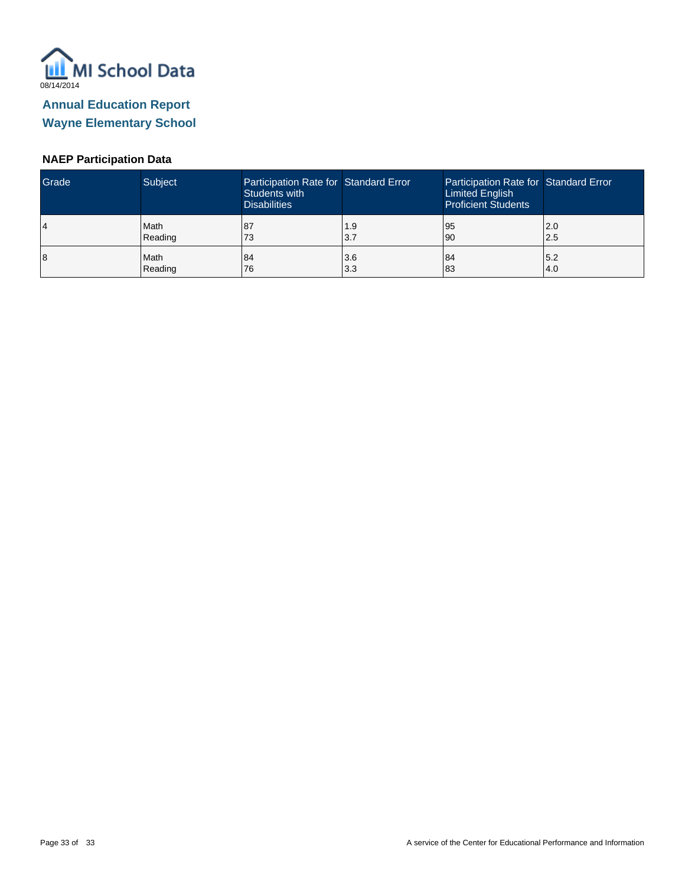MI School Data

08/14/2014

## Annual Education Report

## Wayne Elementary School

### NAEP Participation Data

| Grade | Subject | Participation Rate for Students with Disabilities | Standard Error | Participation Rate for Limited English Proficient Students | Standard Error |
|---|---|---|---|---|---|
| 4 | Math<br>Reading | 87<br>73 | 1.9<br>3.7 | 95<br>90 | 2.0<br>2.5 |
| 8 | Math<br>Reading | 84<br>76 | 3.6<br>3.3 | 84<br>83 | 5.2<br>4.0 |

A service of the Center for Educational Performance and Information